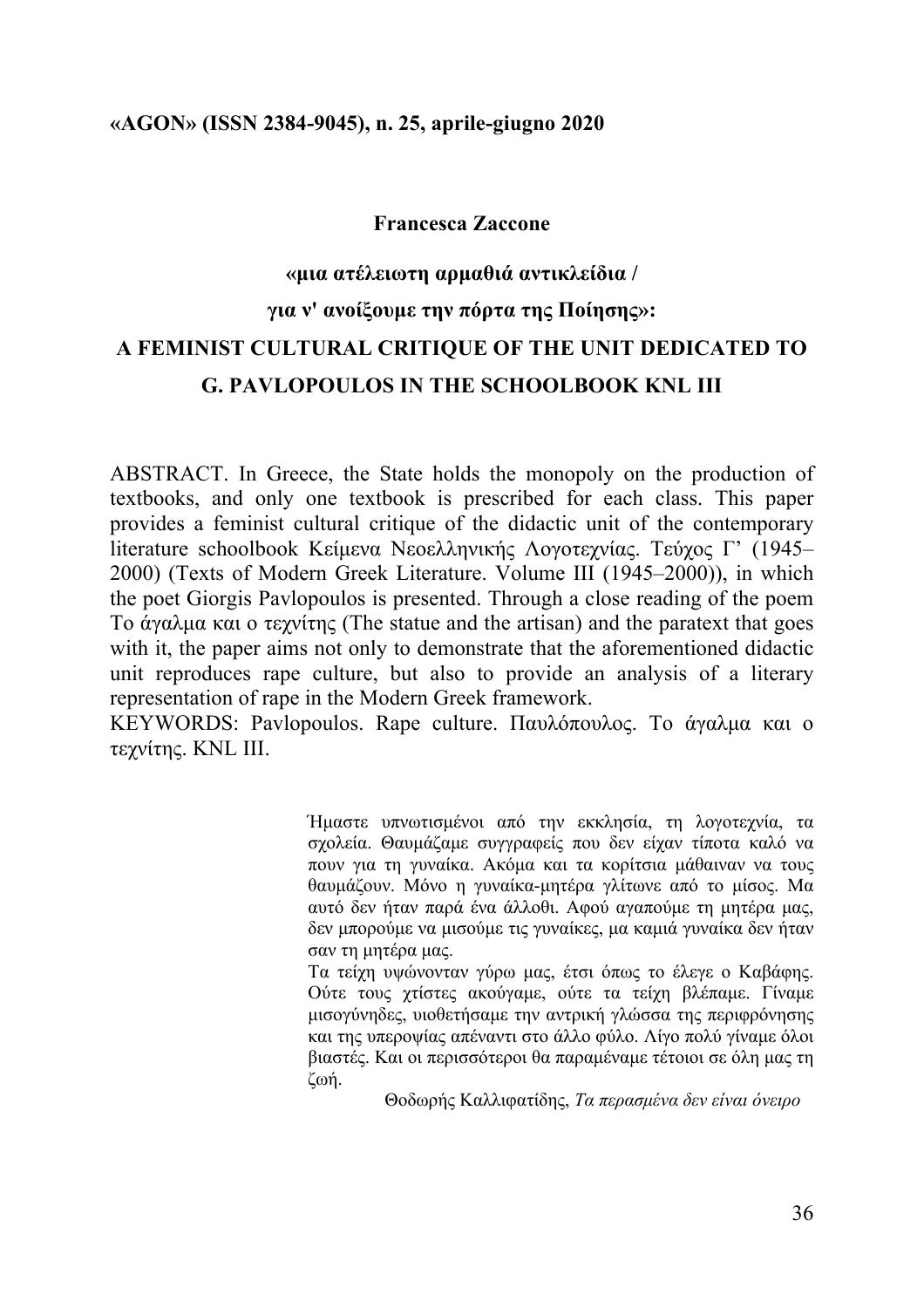**«AGON» (ISSN 2384-9045), n. 25, aprile-giugno 2020**

**Francesca Zaccone**

# «μια ατέλειωτη αρμαθιά αντικλείδια / για ν' ανοίξουμε την πόρτα της Ποίησης»: A FEMINIST CULTURAL CRITIQUE OF THE UNIT DEDICATED TO G. PAVLOPOULOS IN THE SCHOOLBOOK KNL III

ABSTRACT. In Greece, the State holds the monopoly on the production of textbooks, and only one textbook is prescribed for each class. This paper provides a feminist cultural critique of the didactic unit of the contemporary literature schoolbook Κείμενα Νεοελληνικής Λογοτεχνίας. Τεύχος Γ' (1945–2000) (Texts of Modern Greek Literature. Volume III (1945–2000)), in which the poet Giorgis Pavlopoulos is presented. Through a close reading of the poem Το άγαλμα και ο τεχνίτης (The statue and the artisan) and the paratext that goes with it, the paper aims not only to demonstrate that the aforementioned didactic unit reproduces rape culture, but also to provide an analysis of a literary representation of rape in the Modern Greek framework.

KEYWORDS: Pavlopoulos. Rape culture. Παυλόπουλος. Το άγαλμα και ο τεχνίτης. KNL III.

> Ήμαστε υπνωτισμένοι από την εκκλησία, τη λογοτεχνία, τα σχολεία. Θαυμάζαμε συγγραφείς που δεν είχαν τίποτα καλό να πουν για τη γυναίκα. Ακόμα και τα κορίτσια μάθαιναν να τους θαυμάζουν. Μόνο η γυναίκα-μητέρα γλίτωνε από το μίσος. Μα αυτό δεν ήταν παρά ένα άλλοθι. Αφού αγαπούμε τη μητέρα μας, δεν μπορούμε να μισούμε τις γυναίκες, μα καμιά γυναίκα δεν ήταν σαν τη μητέρα μας.
>
> Τα τείχη υψώνονταν γύρω μας, έτσι όπως το έλεγε ο Καβάφης. Ούτε τους χτίστες ακούγαμε, ούτε τα τείχη βλέπαμε. Γίναμε μισογύνηδες, υιοθετήσαμε την αντρική γλώσσα της περιφρόνησης και της υπεροψίας απέναντι στο άλλο φύλο. Λίγο πολύ γίναμε όλοι βιαστές. Και οι περισσότεροι θα παραμέναμε τέτοιοι σε όλη μας τη ζωή.
>
> Θοδωρής Καλλιφατίδης, *Τα περασμένα δεν είναι όνειρο*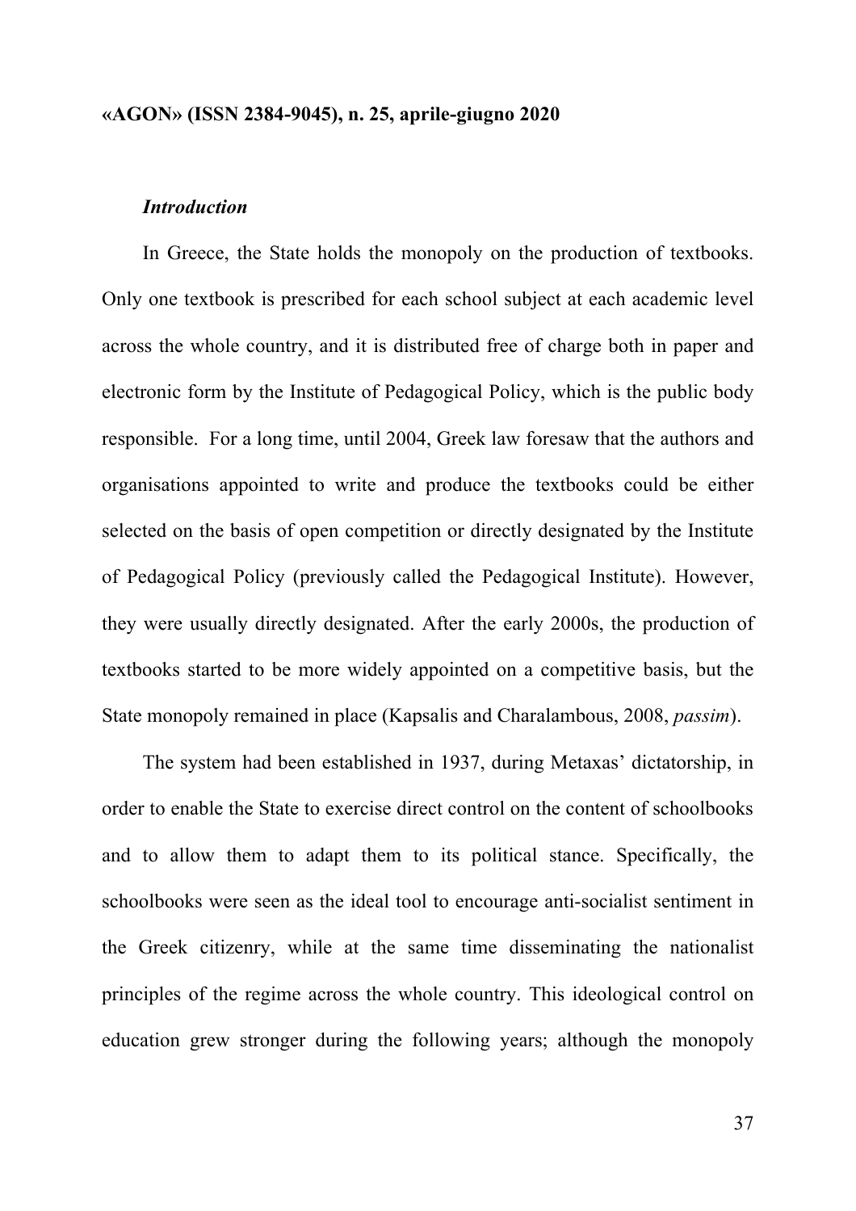### *Introduction*

In Greece, the State holds the monopoly on the production of textbooks. Only one textbook is prescribed for each school subject at each academic level across the whole country, and it is distributed free of charge both in paper and electronic form by the Institute of Pedagogical Policy, which is the public body responsible. For a long time, until 2004, Greek law foresaw that the authors and organisations appointed to write and produce the textbooks could be either selected on the basis of open competition or directly designated by the Institute of Pedagogical Policy (previously called the Pedagogical Institute). However, they were usually directly designated. After the early 2000s, the production of textbooks started to be more widely appointed on a competitive basis, but the State monopoly remained in place (Kapsalis and Charalambous, 2008, *passim*).

The system had been established in 1937, during Metaxas' dictatorship, in order to enable the State to exercise direct control on the content of schoolbooks and to allow them to adapt them to its political stance. Specifically, the schoolbooks were seen as the ideal tool to encourage anti-socialist sentiment in the Greek citizenry, while at the same time disseminating the nationalist principles of the regime across the whole country. This ideological control on education grew stronger during the following years; although the monopoly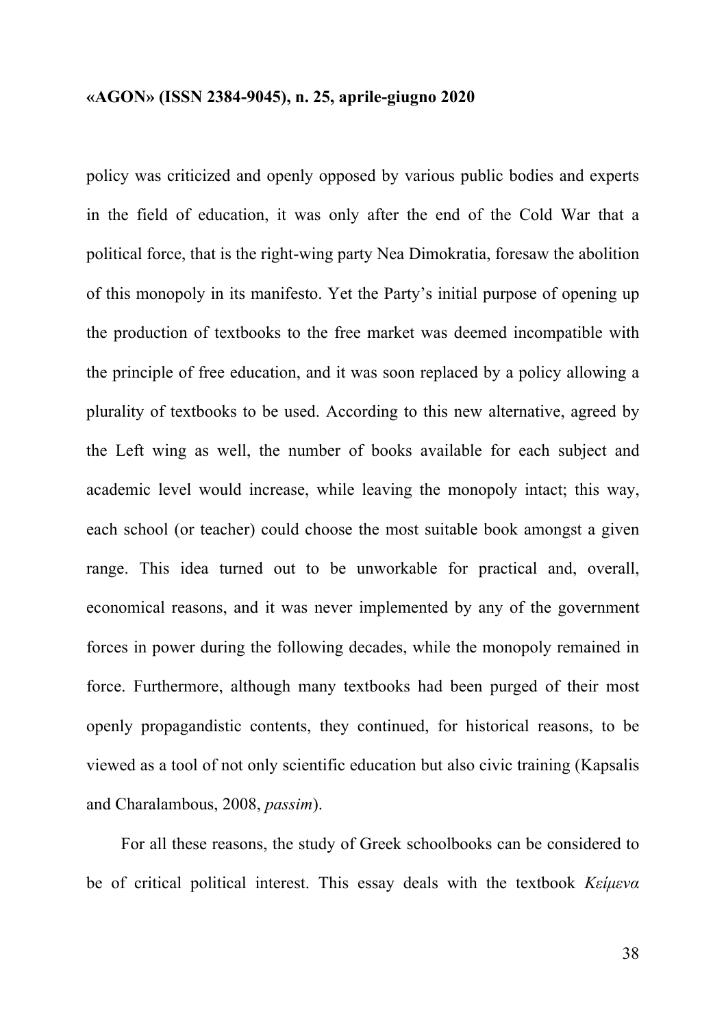policy was criticized and openly opposed by various public bodies and experts in the field of education, it was only after the end of the Cold War that a political force, that is the right-wing party Nea Dimokratia, foresaw the abolition of this monopoly in its manifesto. Yet the Party's initial purpose of opening up the production of textbooks to the free market was deemed incompatible with the principle of free education, and it was soon replaced by a policy allowing a plurality of textbooks to be used. According to this new alternative, agreed by the Left wing as well, the number of books available for each subject and academic level would increase, while leaving the monopoly intact; this way, each school (or teacher) could choose the most suitable book amongst a given range. This idea turned out to be unworkable for practical and, overall, economical reasons, and it was never implemented by any of the government forces in power during the following decades, while the monopoly remained in force. Furthermore, although many textbooks had been purged of their most openly propagandistic contents, they continued, for historical reasons, to be viewed as a tool of not only scientific education but also civic training (Kapsalis and Charalambous, 2008, *passim*).

For all these reasons, the study of Greek schoolbooks can be considered to be of critical political interest. This essay deals with the textbook *Κείμενα*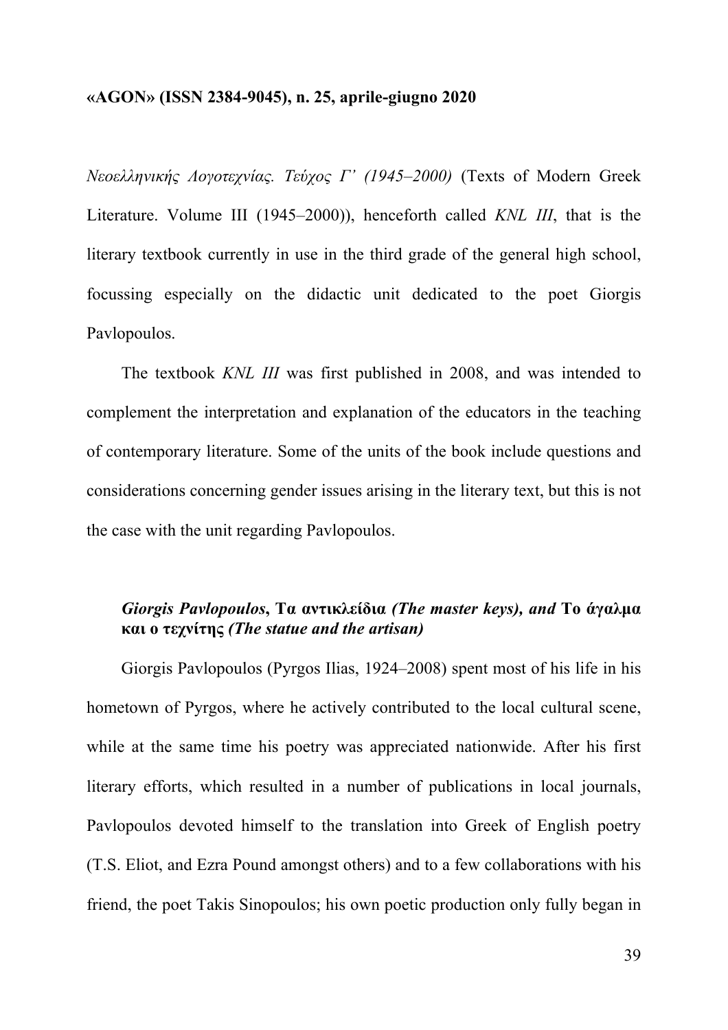*Νεοελληνικής Λογοτεχνίας. Τεύχος Γ' (1945–2000)* (Texts of Modern Greek Literature. Volume III (1945–2000)), henceforth called *KNL III*, that is the literary textbook currently in use in the third grade of the general high school, focussing especially on the didactic unit dedicated to the poet Giorgis Pavlopoulos.

The textbook *KNL III* was first published in 2008, and was intended to complement the interpretation and explanation of the educators in the teaching of contemporary literature. Some of the units of the book include questions and considerations concerning gender issues arising in the literary text, but this is not the case with the unit regarding Pavlopoulos.

### *Giorgis Pavlopoulos*, **Τα αντικλείδια** *(The master keys), and* **Το άγαλμα και ο τεχνίτης** *(The statue and the artisan)*

Giorgis Pavlopoulos (Pyrgos Ilias, 1924–2008) spent most of his life in his hometown of Pyrgos, where he actively contributed to the local cultural scene, while at the same time his poetry was appreciated nationwide. After his first literary efforts, which resulted in a number of publications in local journals, Pavlopoulos devoted himself to the translation into Greek of English poetry (T.S. Eliot, and Ezra Pound amongst others) and to a few collaborations with his friend, the poet Takis Sinopoulos; his own poetic production only fully began in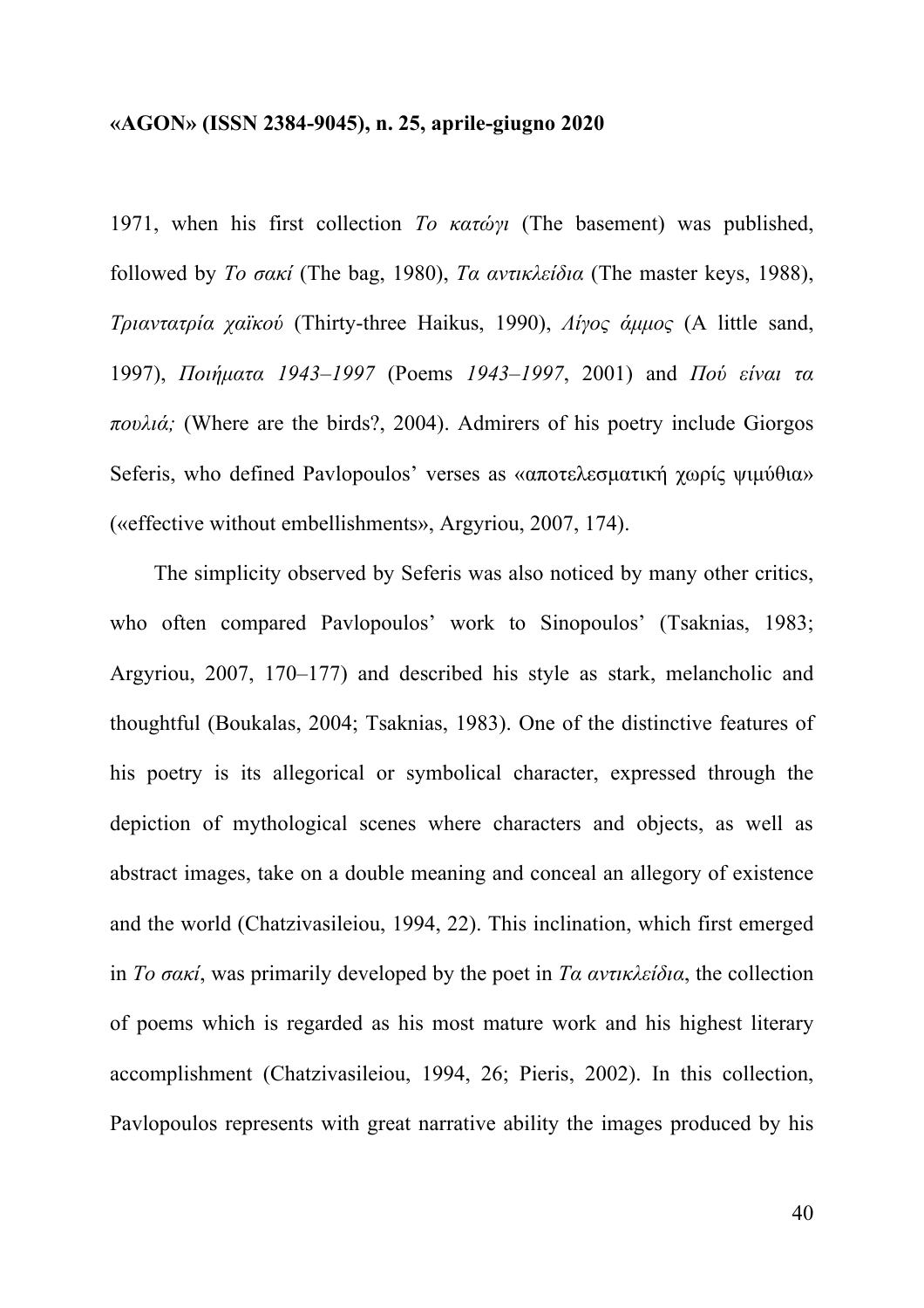1971, when his first collection *Το κατώγι* (The basement) was published, followed by *Το σακί* (The bag, 1980), *Τα αντικλείδια* (The master keys, 1988), *Τριαντατρία χαϊκού* (Thirty-three Haikus, 1990), *Λίγος άμμος* (A little sand, 1997), *Ποιήματα 1943–1997* (Poems *1943–1997*, 2001) and *Πού είναι τα πουλιά;* (Where are the birds?, 2004). Admirers of his poetry include Giorgos Seferis, who defined Pavlopoulos' verses as «αποτελεσματική χωρίς ψιμύθια» («effective without embellishments», Argyriou, 2007, 174).

The simplicity observed by Seferis was also noticed by many other critics, who often compared Pavlopoulos' work to Sinopoulos' (Tsaknias, 1983; Argyriou, 2007, 170–177) and described his style as stark, melancholic and thoughtful (Boukalas, 2004; Tsaknias, 1983). One of the distinctive features of his poetry is its allegorical or symbolical character, expressed through the depiction of mythological scenes where characters and objects, as well as abstract images, take on a double meaning and conceal an allegory of existence and the world (Chatzivasileiou, 1994, 22). This inclination, which first emerged in *Το σακί*, was primarily developed by the poet in *Τα αντικλείδια*, the collection of poems which is regarded as his most mature work and his highest literary accomplishment (Chatzivasileiou, 1994, 26; Pieris, 2002). In this collection, Pavlopoulos represents with great narrative ability the images produced by his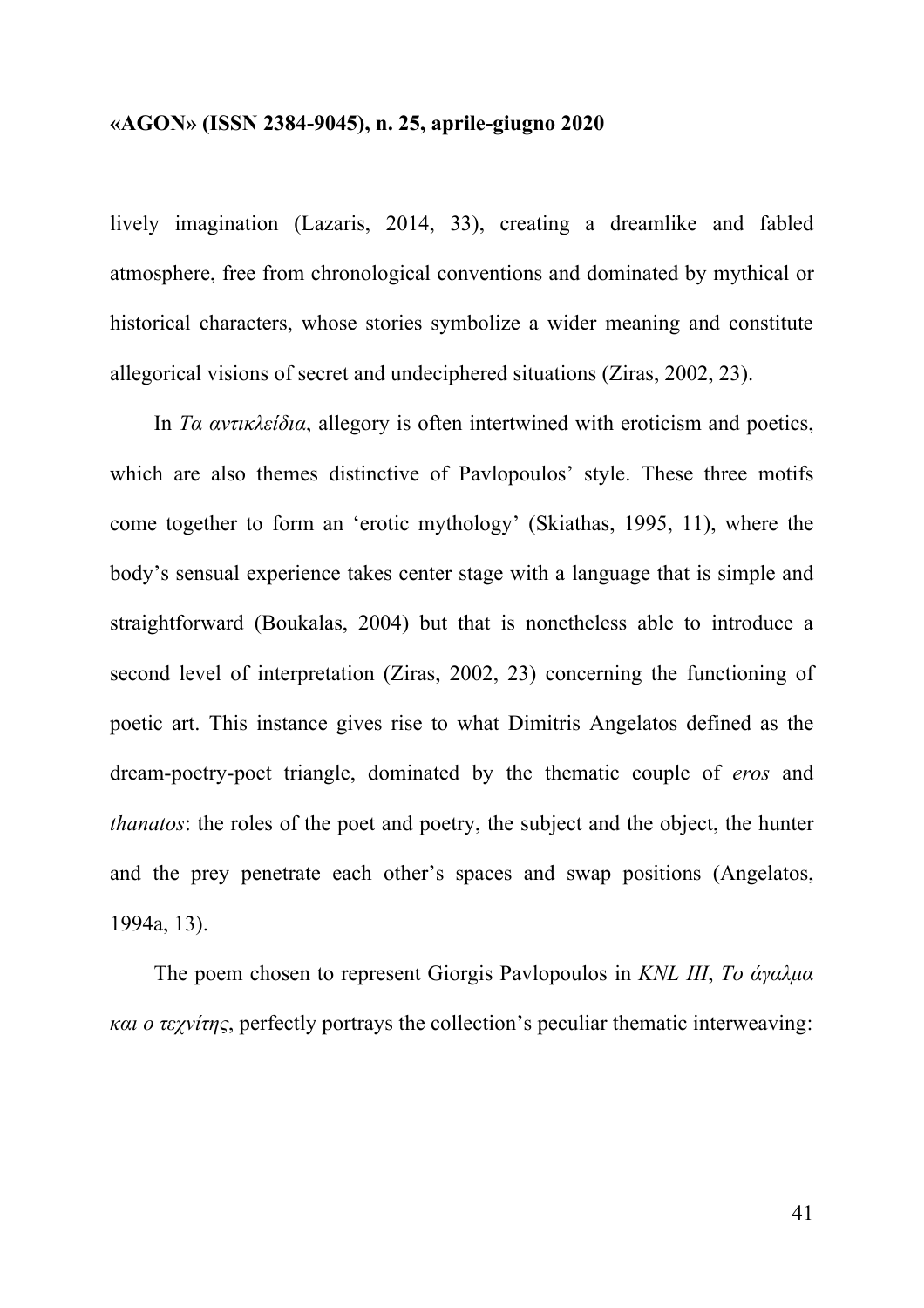lively imagination (Lazaris, 2014, 33), creating a dreamlike and fabled atmosphere, free from chronological conventions and dominated by mythical or historical characters, whose stories symbolize a wider meaning and constitute allegorical visions of secret and undeciphered situations (Ziras, 2002, 23).

In *Τα αντικλείδια*, allegory is often intertwined with eroticism and poetics, which are also themes distinctive of Pavlopoulos' style. These three motifs come together to form an 'erotic mythology' (Skiathas, 1995, 11), where the body's sensual experience takes center stage with a language that is simple and straightforward (Boukalas, 2004) but that is nonetheless able to introduce a second level of interpretation (Ziras, 2002, 23) concerning the functioning of poetic art. This instance gives rise to what Dimitris Angelatos defined as the dream-poetry-poet triangle, dominated by the thematic couple of *eros* and *thanatos*: the roles of the poet and poetry, the subject and the object, the hunter and the prey penetrate each other's spaces and swap positions (Angelatos, 1994a, 13).

The poem chosen to represent Giorgis Pavlopoulos in *KNL III*, *Το άγαλμα και ο τεχνίτης*, perfectly portrays the collection's peculiar thematic interweaving: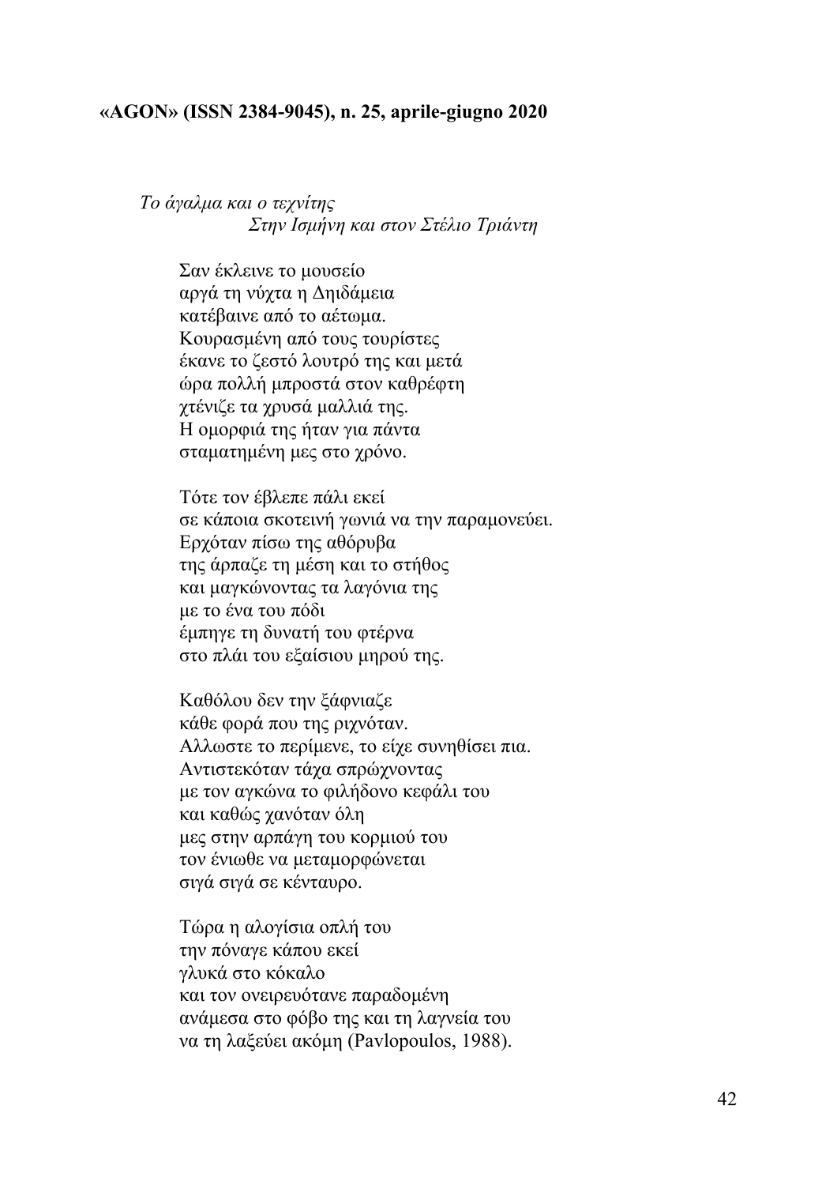*Το άγαλμα και ο τεχνίτης*
*Στην Ισμήνη και στον Στέλιο Τριάντη*

Σαν έκλεινε το μουσείο
αργά τη νύχτα η Δηιδάμεια
κατέβαινε από το αέτωμα.
Κουρασμένη από τους τουρίστες
έκανε το ζεστό λουτρό της και μετά
ώρα πολλή μπροστά στον καθρέφτη
χτένιζε τα χρυσά μαλλιά της.
Η ομορφιά της ήταν για πάντα
σταματημένη μες στο χρόνο.

Τότε τον έβλεπε πάλι εκεί
σε κάποια σκοτεινή γωνιά να την παραμονεύει.
Ερχόταν πίσω της αθόρυβα
της άρπαζε τη μέση και το στήθος
και μαγκώνοντας τα λαγόνια της
με το ένα του πόδι
έμπηγε τη δυνατή του φτέρνα
στο πλάι του εξαίσιου μηρού της.

Καθόλου δεν την ξάφνιαζε
κάθε φορά που της ριχνόταν.
Αλλωστε το περίμενε, το είχε συνηθίσει πια.
Αντιστεκόταν τάχα σπρώχνοντας
με τον αγκώνα το φιλήδονο κεφάλι του
και καθώς χανόταν όλη
μες στην αρπάγη του κορμιού του
τον ένιωθε να μεταμορφώνεται
σιγά σιγά σε κένταυρο.

Τώρα η αλογίσια οπλή του
την πόναγε κάπου εκεί
γλυκά στο κόκαλο
και τον ονειρευότανε παραδομένη
ανάμεσα στο φόβο της και τη λαγνεία του
να τη λαξεύει ακόμη (Pavlopoulos, 1988).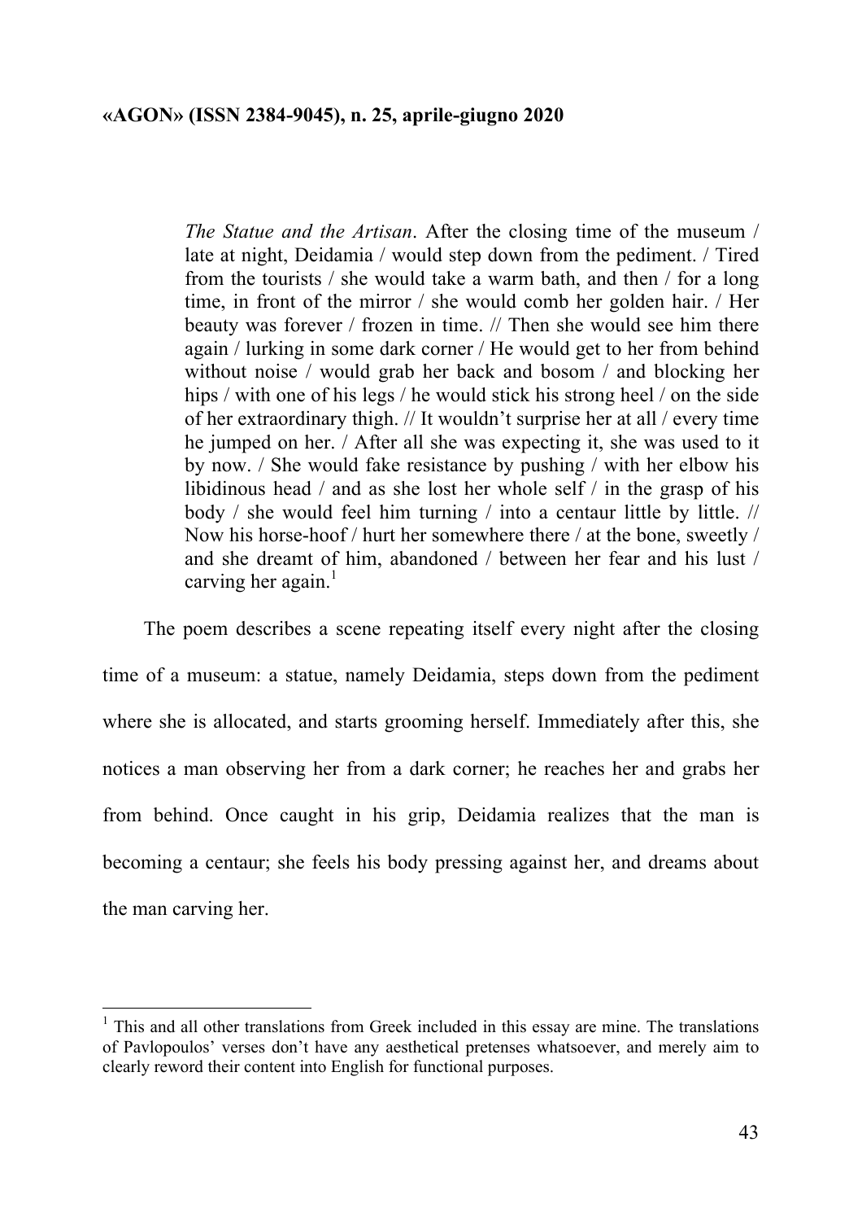> *The Statue and the Artisan*. After the closing time of the museum / late at night, Deidamia / would step down from the pediment. / Tired from the tourists / she would take a warm bath, and then / for a long time, in front of the mirror / she would comb her golden hair. / Her beauty was forever / frozen in time. // Then she would see him there again / lurking in some dark corner / He would get to her from behind without noise / would grab her back and bosom / and blocking her hips / with one of his legs / he would stick his strong heel / on the side of her extraordinary thigh. // It wouldn't surprise her at all / every time he jumped on her. / After all she was expecting it, she was used to it by now. / She would fake resistance by pushing / with her elbow his libidinous head / and as she lost her whole self / in the grasp of his body / she would feel him turning / into a centaur little by little. // Now his horse-hoof / hurt her somewhere there / at the bone, sweetly / and she dreamt of him, abandoned / between her fear and his lust / carving her again.[1]

The poem describes a scene repeating itself every night after the closing time of a museum: a statue, namely Deidamia, steps down from the pediment where she is allocated, and starts grooming herself. Immediately after this, she notices a man observing her from a dark corner; he reaches her and grabs her from behind. Once caught in his grip, Deidamia realizes that the man is becoming a centaur; she feels his body pressing against her, and dreams about the man carving her.

---

[1] This and all other translations from Greek included in this essay are mine. The translations of Pavlopoulos' verses don't have any aesthetical pretenses whatsoever, and merely aim to clearly reword their content into English for functional purposes.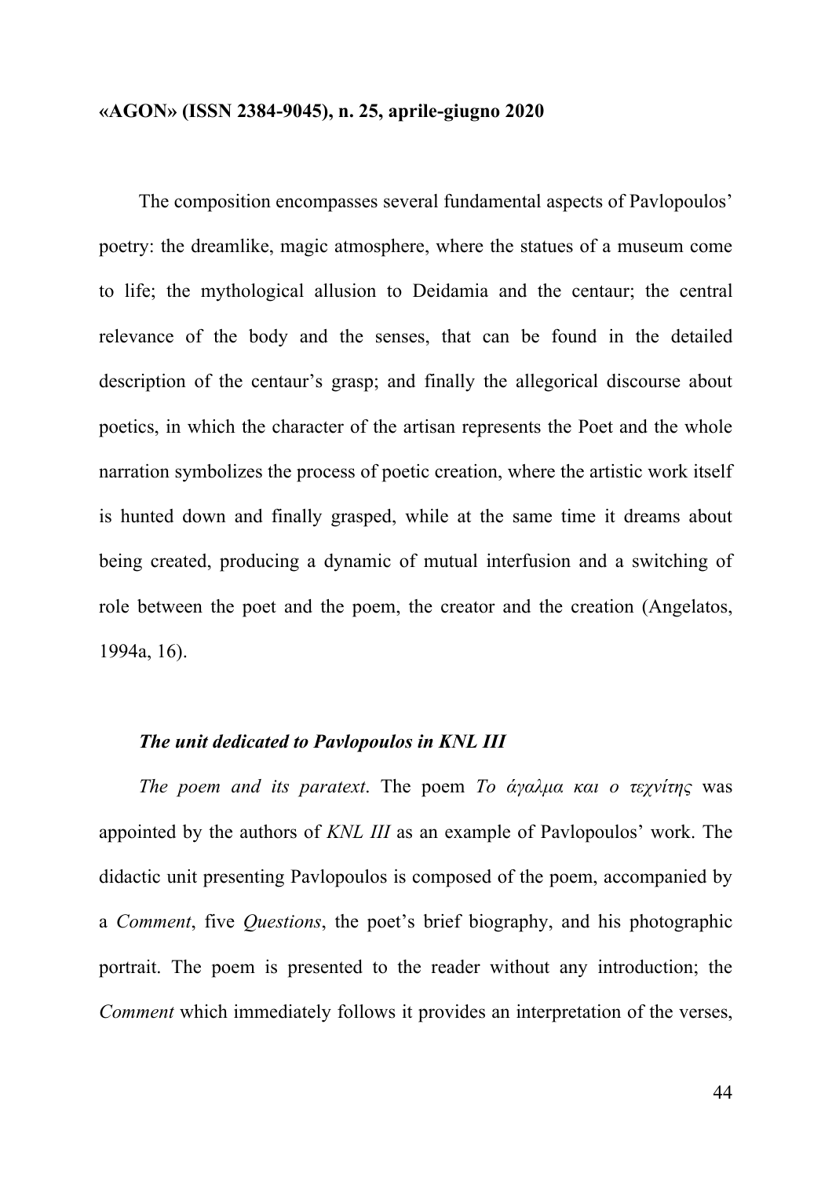The composition encompasses several fundamental aspects of Pavlopoulos' poetry: the dreamlike, magic atmosphere, where the statues of a museum come to life; the mythological allusion to Deidamia and the centaur; the central relevance of the body and the senses, that can be found in the detailed description of the centaur's grasp; and finally the allegorical discourse about poetics, in which the character of the artisan represents the Poet and the whole narration symbolizes the process of poetic creation, where the artistic work itself is hunted down and finally grasped, while at the same time it dreams about being created, producing a dynamic of mutual interfusion and a switching of role between the poet and the poem, the creator and the creation (Angelatos, 1994a, 16).

### *The unit dedicated to Pavlopoulos in KNL III*

*The poem and its paratext*. The poem *Το άγαλμα και ο τεχνίτης* was appointed by the authors of *KNL III* as an example of Pavlopoulos' work. The didactic unit presenting Pavlopoulos is composed of the poem, accompanied by a *Comment*, five *Questions*, the poet's brief biography, and his photographic portrait. The poem is presented to the reader without any introduction; the *Comment* which immediately follows it provides an interpretation of the verses,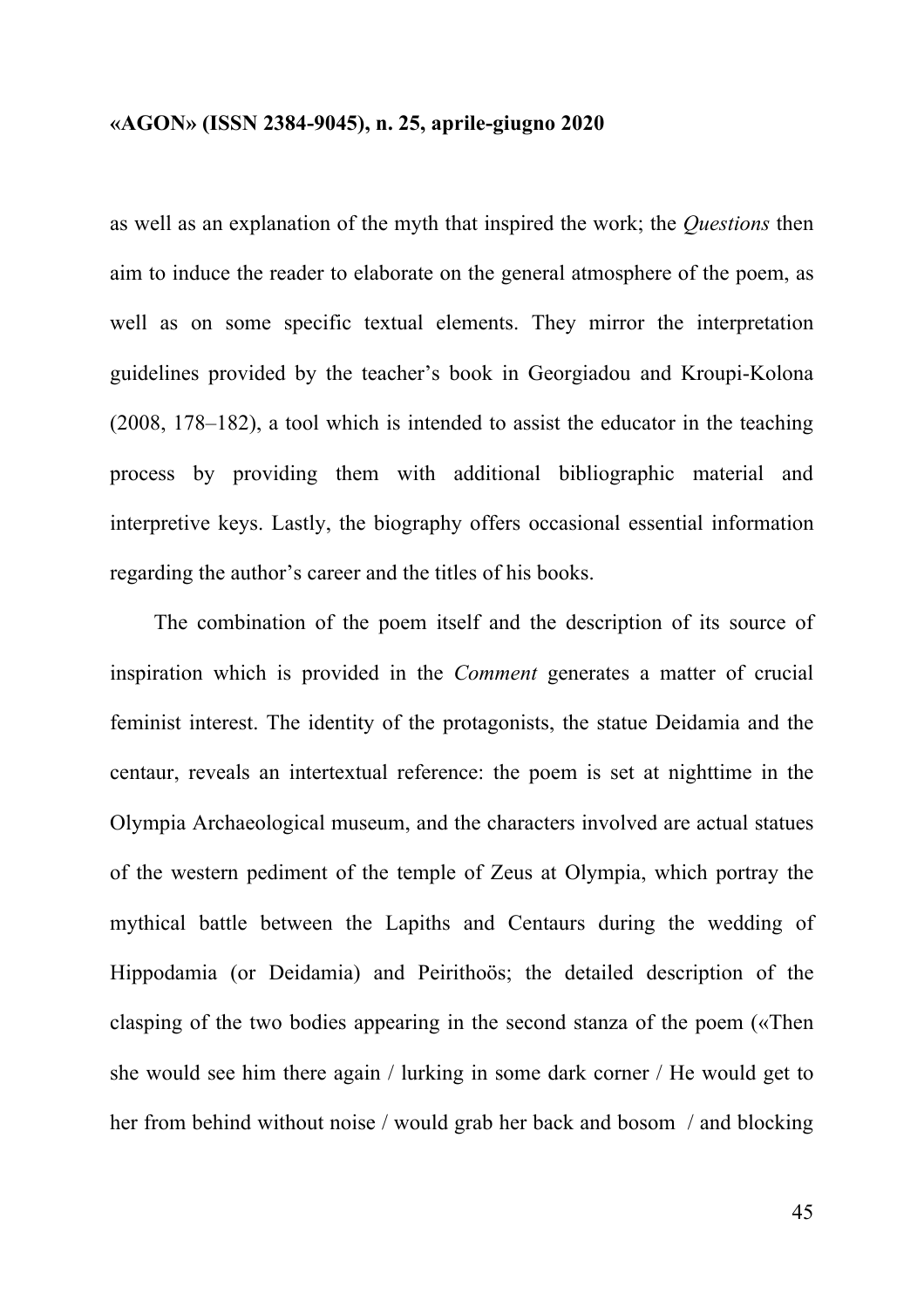as well as an explanation of the myth that inspired the work; the *Questions* then aim to induce the reader to elaborate on the general atmosphere of the poem, as well as on some specific textual elements. They mirror the interpretation guidelines provided by the teacher's book in Georgiadou and Kroupi-Kolona (2008, 178–182), a tool which is intended to assist the educator in the teaching process by providing them with additional bibliographic material and interpretive keys. Lastly, the biography offers occasional essential information regarding the author's career and the titles of his books.

The combination of the poem itself and the description of its source of inspiration which is provided in the *Comment* generates a matter of crucial feminist interest. The identity of the protagonists, the statue Deidamia and the centaur, reveals an intertextual reference: the poem is set at nighttime in the Olympia Archaeological museum, and the characters involved are actual statues of the western pediment of the temple of Zeus at Olympia, which portray the mythical battle between the Lapiths and Centaurs during the wedding of Hippodamia (or Deidamia) and Peirithoös; the detailed description of the clasping of the two bodies appearing in the second stanza of the poem («Then she would see him there again / lurking in some dark corner / He would get to her from behind without noise / would grab her back and bosom / and blocking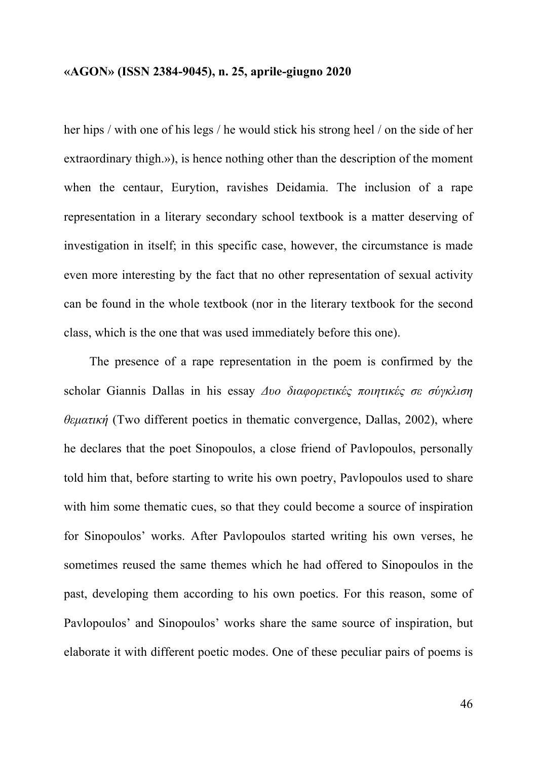her hips / with one of his legs / he would stick his strong heel / on the side of her extraordinary thigh.»), is hence nothing other than the description of the moment when the centaur, Eurytion, ravishes Deidamia. The inclusion of a rape representation in a literary secondary school textbook is a matter deserving of investigation in itself; in this specific case, however, the circumstance is made even more interesting by the fact that no other representation of sexual activity can be found in the whole textbook (nor in the literary textbook for the second class, which is the one that was used immediately before this one).

The presence of a rape representation in the poem is confirmed by the scholar Giannis Dallas in his essay *Δυο διαφορετικές ποιητικές σε σύγκλιση θεματική* (Two different poetics in thematic convergence, Dallas, 2002), where he declares that the poet Sinopoulos, a close friend of Pavlopoulos, personally told him that, before starting to write his own poetry, Pavlopoulos used to share with him some thematic cues, so that they could become a source of inspiration for Sinopoulos' works. After Pavlopoulos started writing his own verses, he sometimes reused the same themes which he had offered to Sinopoulos in the past, developing them according to his own poetics. For this reason, some of Pavlopoulos' and Sinopoulos' works share the same source of inspiration, but elaborate it with different poetic modes. One of these peculiar pairs of poems is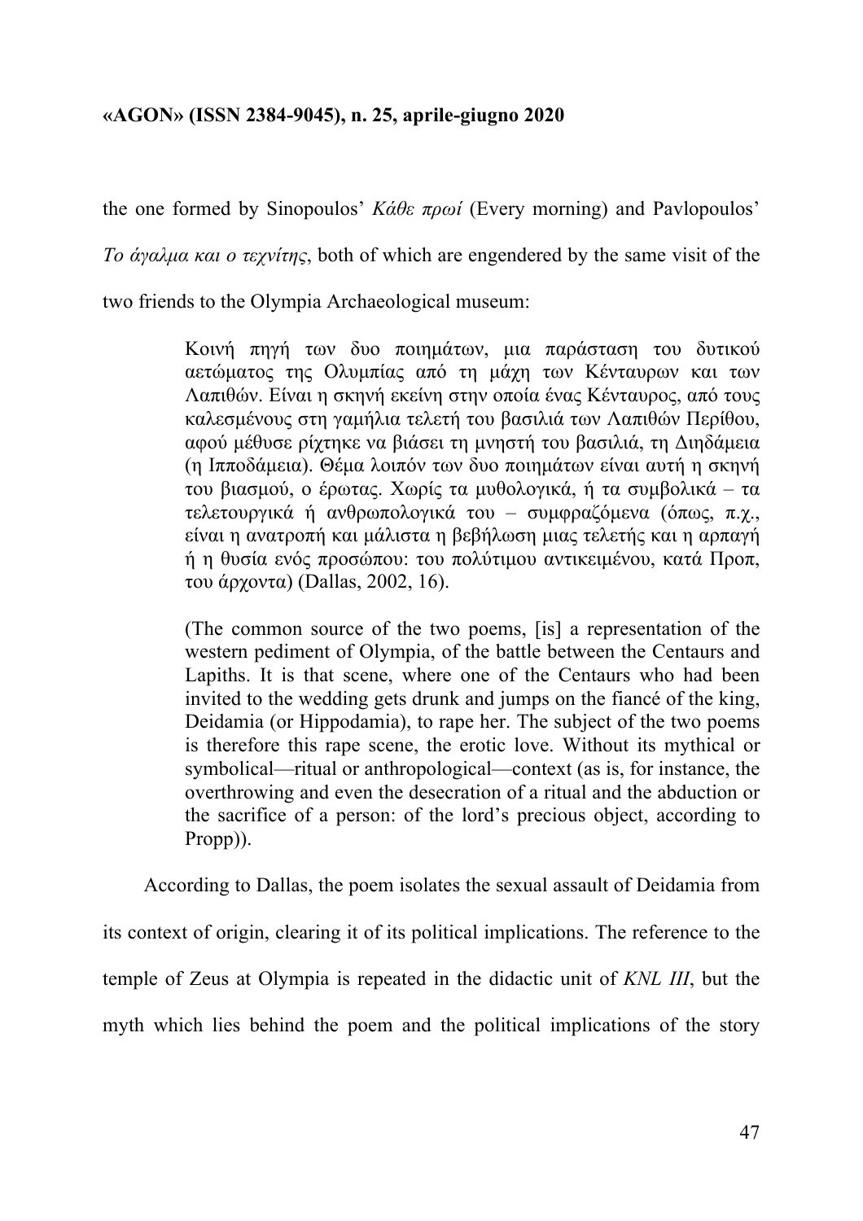the one formed by Sinopoulos' *Κάθε πρωί* (Every morning) and Pavlopoulos' *Το άγαλμα και ο τεχνίτης*, both of which are engendered by the same visit of the two friends to the Olympia Archaeological museum:

> Κοινή πηγή των δυο ποιημάτων, μια παράσταση του δυτικού αετώματος της Ολυμπίας από τη μάχη των Κένταυρων και των Λαπιθών. Είναι η σκηνή εκείνη στην οποία ένας Κένταυρος, από τους καλεσμένους στη γαμήλια τελετή του βασιλιά των Λαπιθών Περίθου, αφού μέθυσε ρίχτηκε να βιάσει τη μνηστή του βασιλιά, τη Διηδάμεια (η Ιπποδάμεια). Θέμα λοιπόν των δυο ποιημάτων είναι αυτή η σκηνή του βιασμού, ο έρωτας. Χωρίς τα μυθολογικά, ή τα συμβολικά – τα τελετουργικά ή ανθρωπολογικά του – συμφραζόμενα (όπως, π.χ., είναι η ανατροπή και μάλιστα η βεβήλωση μιας τελετής και η αρπαγή ή η θυσία ενός προσώπου: του πολύτιμου αντικειμένου, κατά Προπ, του άρχοντα) (Dallas, 2002, 16).
>
> (The common source of the two poems, [is] a representation of the western pediment of Olympia, of the battle between the Centaurs and Lapiths. It is that scene, where one of the Centaurs who had been invited to the wedding gets drunk and jumps on the fiancé of the king, Deidamia (or Hippodamia), to rape her. The subject of the two poems is therefore this rape scene, the erotic love. Without its mythical or symbolical—ritual or anthropological—context (as is, for instance, the overthrowing and even the desecration of a ritual and the abduction or the sacrifice of a person: of the lord's precious object, according to Propp)).

According to Dallas, the poem isolates the sexual assault of Deidamia from its context of origin, clearing it of its political implications. The reference to the temple of Zeus at Olympia is repeated in the didactic unit of *KNL III*, but the myth which lies behind the poem and the political implications of the story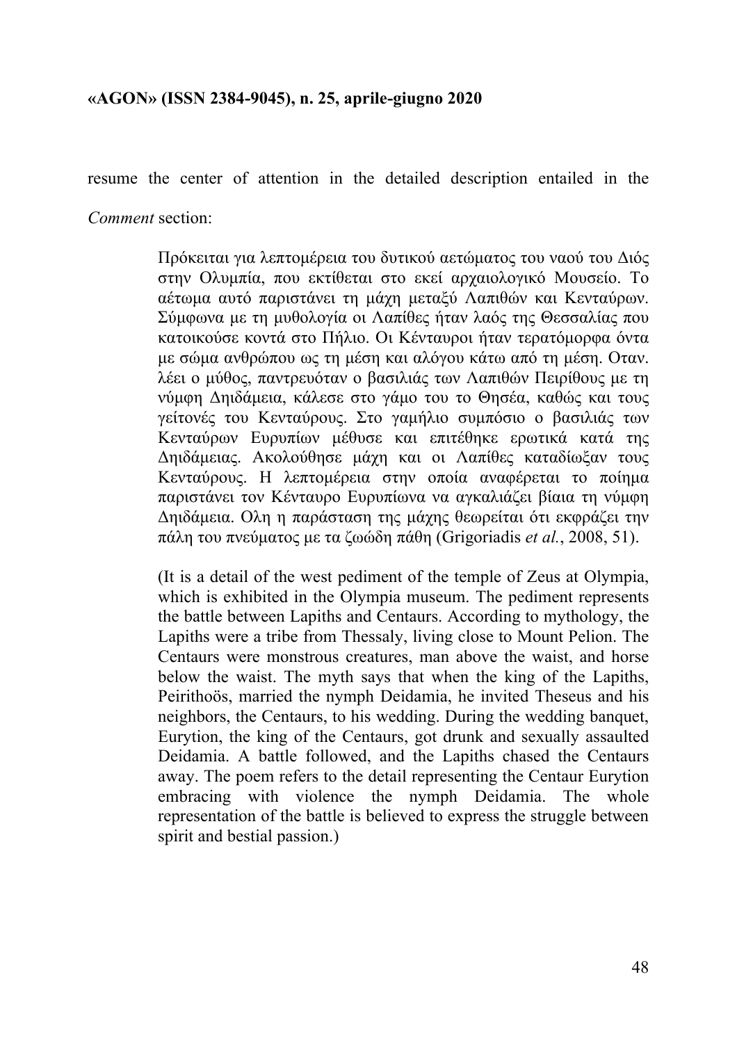resume the center of attention in the detailed description entailed in the *Comment* section:

> Πρόκειται για λεπτομέρεια του δυτικού αετώματος του ναού του Διός στην Ολυμπία, που εκτίθεται στο εκεί αρχαιολογικό Μουσείο. Το αέτωμα αυτό παριστάνει τη μάχη μεταξύ Λαπιθών και Κενταύρων. Σύμφωνα με τη μυθολογία οι Λαπίθες ήταν λαός της Θεσσαλίας που κατοικούσε κοντά στο Πήλιο. Οι Κένταυροι ήταν τερατόμορφα όντα με σώμα ανθρώπου ως τη μέση και αλόγου κάτω από τη μέση. Οταν. λέει ο μύθος, παντρευόταν ο βασιλιάς των Λαπιθών Πειρίθους με τη νύμφη Δηιδάμεια, κάλεσε στο γάμο του το Θησέα, καθώς και τους γείτονές του Κενταύρους. Στο γαμήλιο συμπόσιο ο βασιλιάς των Κενταύρων Ευρυπίων μέθυσε και επιτέθηκε ερωτικά κατά της Δηιδάμειας. Ακολούθησε μάχη και οι Λαπίθες καταδίωξαν τους Κενταύρους. Η λεπτομέρεια στην οποία αναφέρεται το ποίημα παριστάνει τον Κένταυρο Ευρυπίωνα να αγκαλιάζει βίαια τη νύμφη Δηιδάμεια. Ολη η παράσταση της μάχης θεωρείται ότι εκφράζει την πάλη του πνεύματος με τα ζωώδη πάθη (Grigoriadis *et al.*, 2008, 51).
>
> (It is a detail of the west pediment of the temple of Zeus at Olympia, which is exhibited in the Olympia museum. The pediment represents the battle between Lapiths and Centaurs. According to mythology, the Lapiths were a tribe from Thessaly, living close to Mount Pelion. The Centaurs were monstrous creatures, man above the waist, and horse below the waist. The myth says that when the king of the Lapiths, Peirithoös, married the nymph Deidamia, he invited Theseus and his neighbors, the Centaurs, to his wedding. During the wedding banquet, Eurytion, the king of the Centaurs, got drunk and sexually assaulted Deidamia. A battle followed, and the Lapiths chased the Centaurs away. The poem refers to the detail representing the Centaur Eurytion embracing with violence the nymph Deidamia. The whole representation of the battle is believed to express the struggle between spirit and bestial passion.)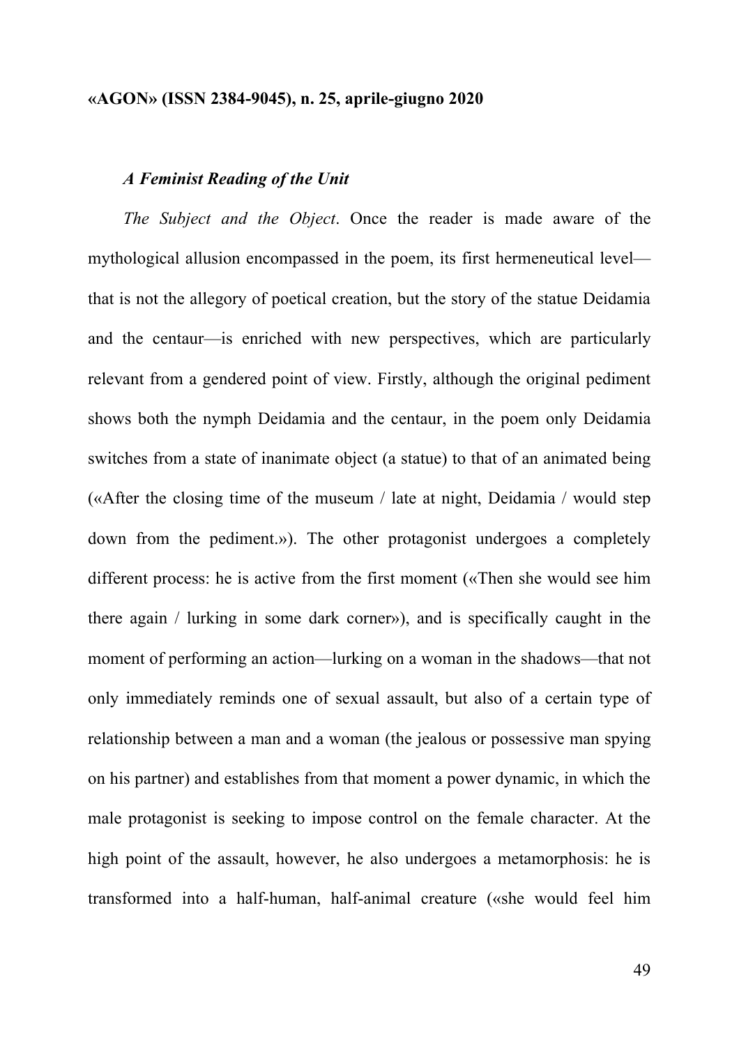### *A Feminist Reading of the Unit*

*The Subject and the Object*. Once the reader is made aware of the mythological allusion encompassed in the poem, its first hermeneutical level—that is not the allegory of poetical creation, but the story of the statue Deidamia and the centaur—is enriched with new perspectives, which are particularly relevant from a gendered point of view. Firstly, although the original pediment shows both the nymph Deidamia and the centaur, in the poem only Deidamia switches from a state of inanimate object (a statue) to that of an animated being («After the closing time of the museum / late at night, Deidamia / would step down from the pediment.»). The other protagonist undergoes a completely different process: he is active from the first moment («Then she would see him there again / lurking in some dark corner»), and is specifically caught in the moment of performing an action—lurking on a woman in the shadows—that not only immediately reminds one of sexual assault, but also of a certain type of relationship between a man and a woman (the jealous or possessive man spying on his partner) and establishes from that moment a power dynamic, in which the male protagonist is seeking to impose control on the female character. At the high point of the assault, however, he also undergoes a metamorphosis: he is transformed into a half-human, half-animal creature («she would feel him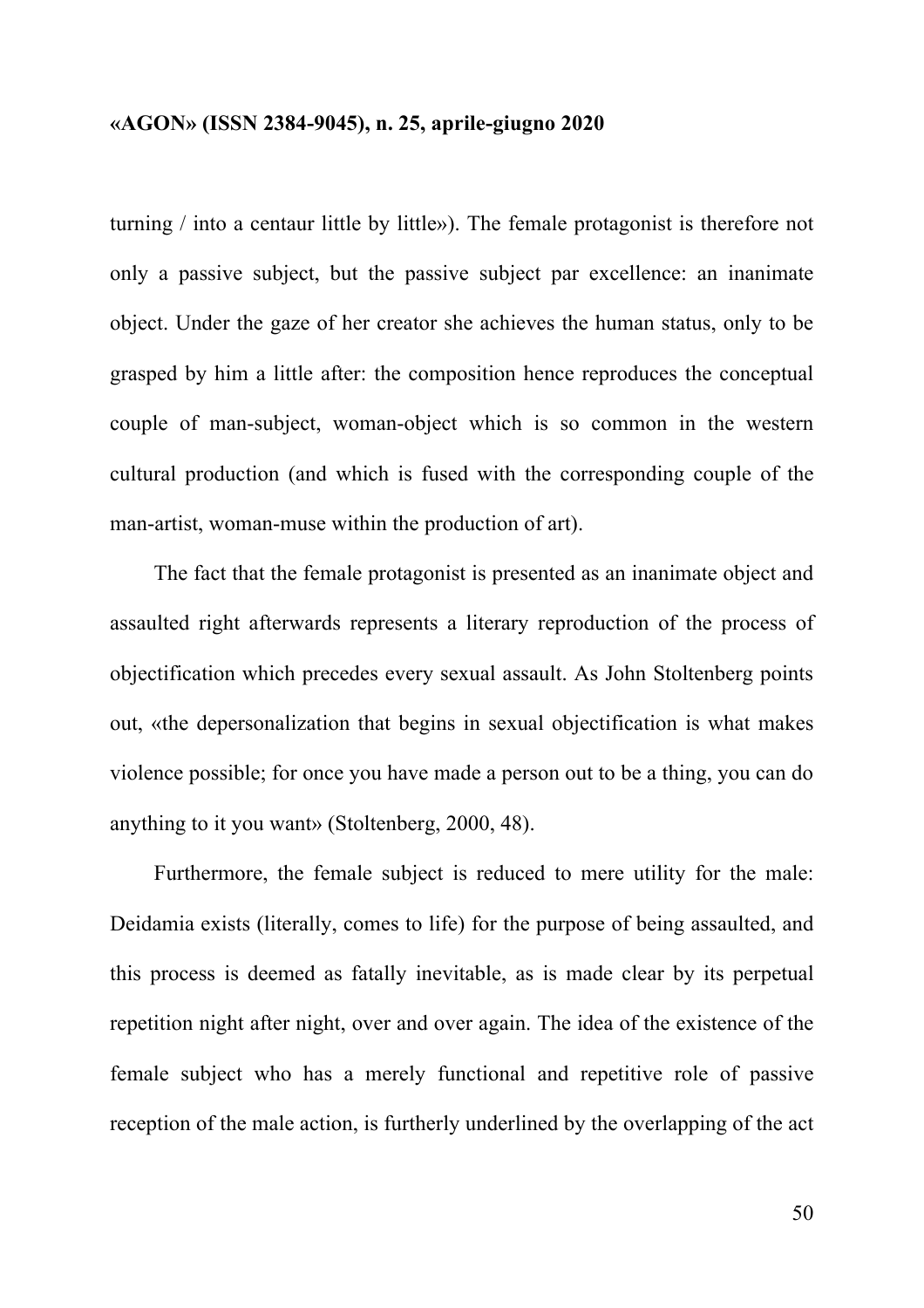turning / into a centaur little by little»). The female protagonist is therefore not only a passive subject, but the passive subject par excellence: an inanimate object. Under the gaze of her creator she achieves the human status, only to be grasped by him a little after: the composition hence reproduces the conceptual couple of man-subject, woman-object which is so common in the western cultural production (and which is fused with the corresponding couple of the man-artist, woman-muse within the production of art).

The fact that the female protagonist is presented as an inanimate object and assaulted right afterwards represents a literary reproduction of the process of objectification which precedes every sexual assault. As John Stoltenberg points out, «the depersonalization that begins in sexual objectification is what makes violence possible; for once you have made a person out to be a thing, you can do anything to it you want» (Stoltenberg, 2000, 48).

Furthermore, the female subject is reduced to mere utility for the male: Deidamia exists (literally, comes to life) for the purpose of being assaulted, and this process is deemed as fatally inevitable, as is made clear by its perpetual repetition night after night, over and over again. The idea of the existence of the female subject who has a merely functional and repetitive role of passive reception of the male action, is furtherly underlined by the overlapping of the act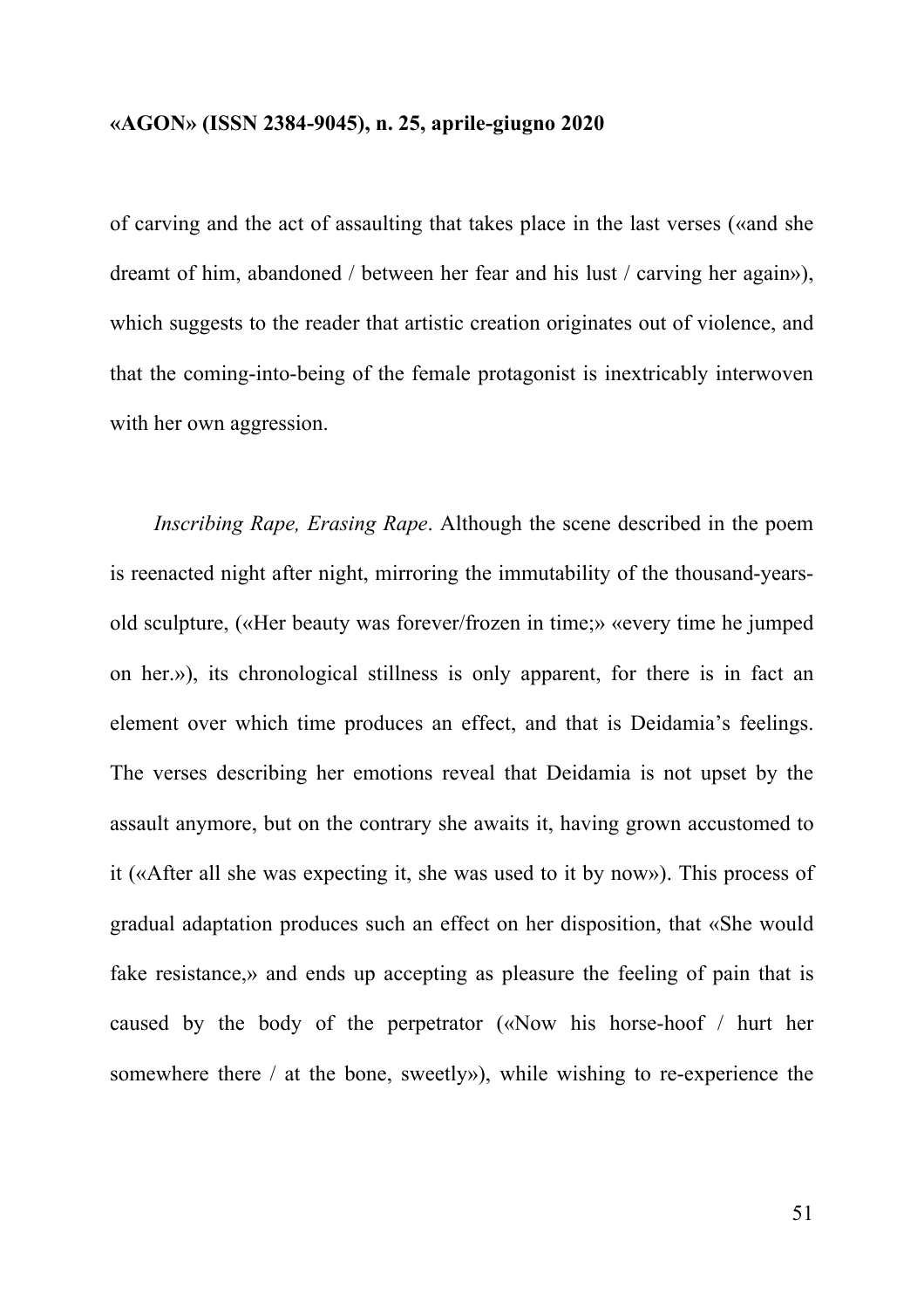of carving and the act of assaulting that takes place in the last verses («and she dreamt of him, abandoned / between her fear and his lust / carving her again»), which suggests to the reader that artistic creation originates out of violence, and that the coming-into-being of the female protagonist is inextricably interwoven with her own aggression.

*Inscribing Rape, Erasing Rape*. Although the scene described in the poem is reenacted night after night, mirroring the immutability of the thousand-years-old sculpture, («Her beauty was forever/frozen in time;» «every time he jumped on her.»), its chronological stillness is only apparent, for there is in fact an element over which time produces an effect, and that is Deidamia's feelings. The verses describing her emotions reveal that Deidamia is not upset by the assault anymore, but on the contrary she awaits it, having grown accustomed to it («After all she was expecting it, she was used to it by now»). This process of gradual adaptation produces such an effect on her disposition, that «She would fake resistance,» and ends up accepting as pleasure the feeling of pain that is caused by the body of the perpetrator («Now his horse-hoof / hurt her somewhere there / at the bone, sweetly»), while wishing to re-experience the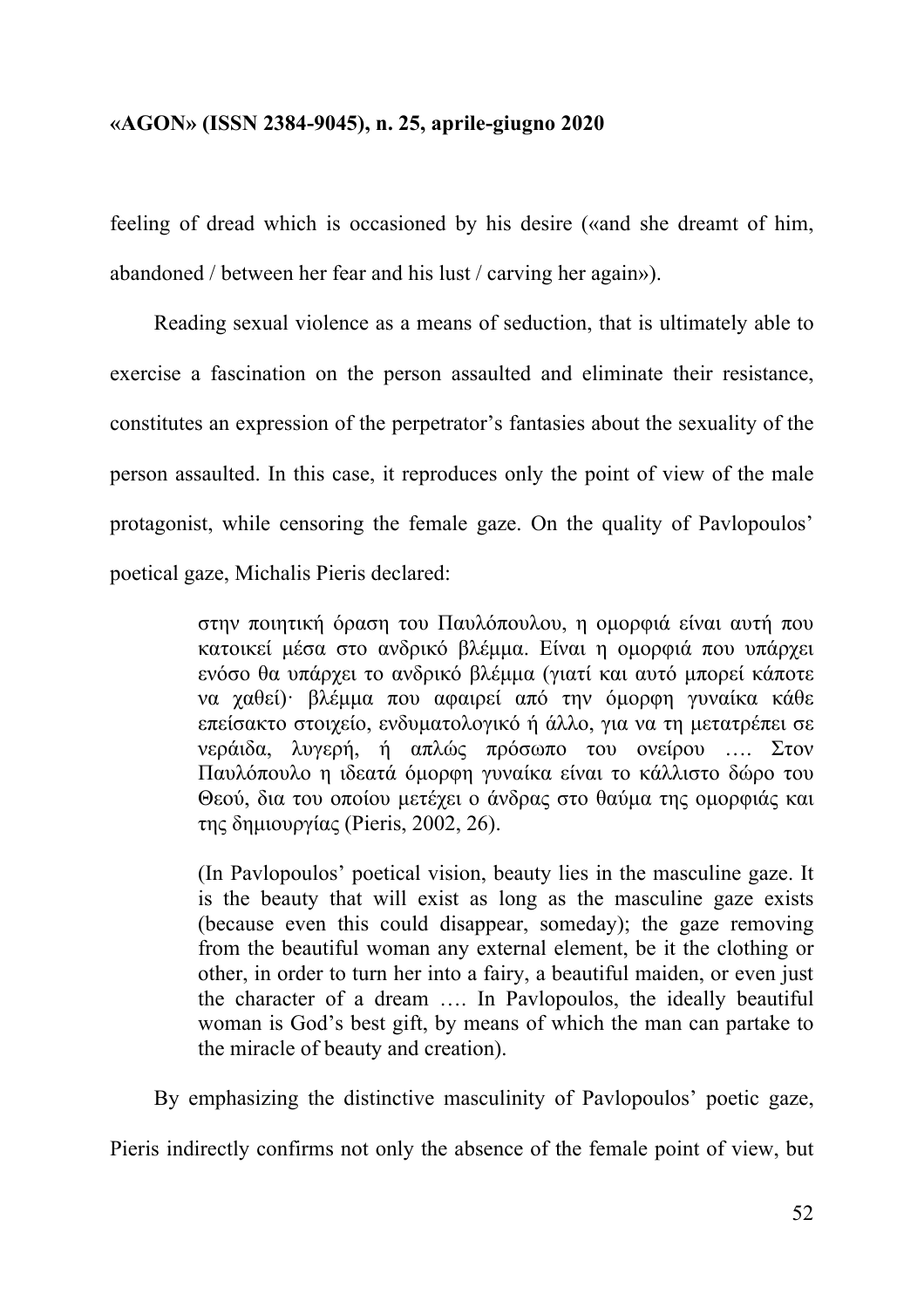feeling of dread which is occasioned by his desire («and she dreamt of him, abandoned / between her fear and his lust / carving her again»).

Reading sexual violence as a means of seduction, that is ultimately able to exercise a fascination on the person assaulted and eliminate their resistance, constitutes an expression of the perpetrator's fantasies about the sexuality of the person assaulted. In this case, it reproduces only the point of view of the male protagonist, while censoring the female gaze. On the quality of Pavlopoulos' poetical gaze, Michalis Pieris declared:

> στην ποιητική όραση του Παυλόπουλου, η ομορφιά είναι αυτή που κατοικεί μέσα στο ανδρικό βλέμμα. Είναι η ομορφιά που υπάρχει ενόσω θα υπάρχει το ανδρικό βλέμμα (γιατί και αυτό μπορεί κάποτε να χαθεί)· βλέμμα που αφαιρεί από την όμορφη γυναίκα κάθε επείσακτο στοιχείο, ενδυματολογικό ή άλλο, για να τη μετατρέπει σε νεράιδα, λυγερή, ή απλώς πρόσωπο του ονείρου …. Στον Παυλόπουλο η ιδεατά όμορφη γυναίκα είναι το κάλλιστο δώρο του Θεού, δια του οποίου μετέχει ο άνδρας στο θαύμα της ομορφιάς και της δημιουργίας (Pieris, 2002, 26).
>
> (In Pavlopoulos' poetical vision, beauty lies in the masculine gaze. It is the beauty that will exist as long as the masculine gaze exists (because even this could disappear, someday); the gaze removing from the beautiful woman any external element, be it the clothing or other, in order to turn her into a fairy, a beautiful maiden, or even just the character of a dream …. In Pavlopoulos, the ideally beautiful woman is God's best gift, by means of which the man can partake to the miracle of beauty and creation).

By emphasizing the distinctive masculinity of Pavlopoulos' poetic gaze, Pieris indirectly confirms not only the absence of the female point of view, but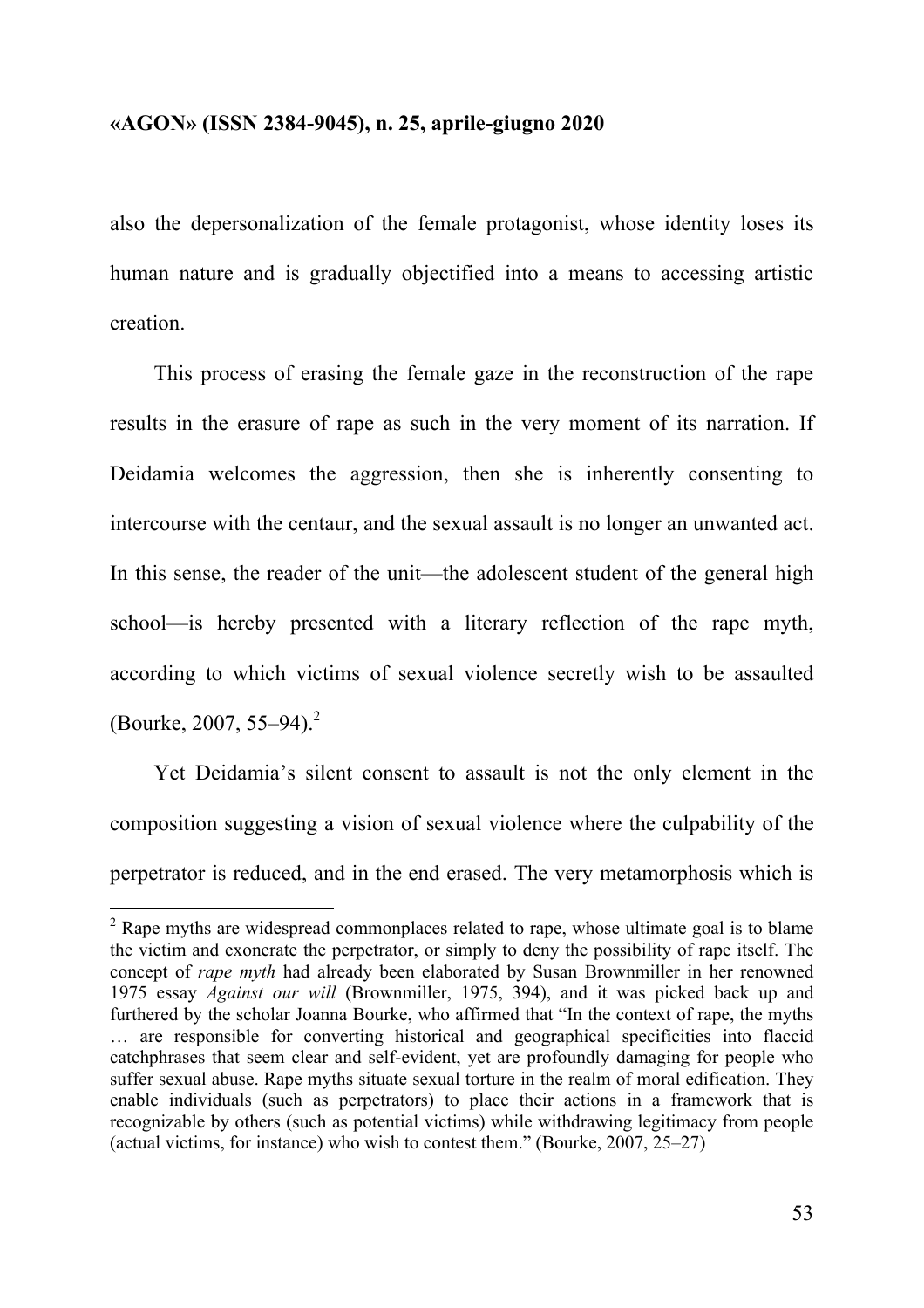also the depersonalization of the female protagonist, whose identity loses its human nature and is gradually objectified into a means to accessing artistic creation.

This process of erasing the female gaze in the reconstruction of the rape results in the erasure of rape as such in the very moment of its narration. If Deidamia welcomes the aggression, then she is inherently consenting to intercourse with the centaur, and the sexual assault is no longer an unwanted act. In this sense, the reader of the unit—the adolescent student of the general high school—is hereby presented with a literary reflection of the rape myth, according to which victims of sexual violence secretly wish to be assaulted (Bourke, 2007, 55–94).[2]

Yet Deidamia's silent consent to assault is not the only element in the composition suggesting a vision of sexual violence where the culpability of the perpetrator is reduced, and in the end erased. The very metamorphosis which is

[2] Rape myths are widespread commonplaces related to rape, whose ultimate goal is to blame the victim and exonerate the perpetrator, or simply to deny the possibility of rape itself. The concept of *rape myth* had already been elaborated by Susan Brownmiller in her renowned 1975 essay *Against our will* (Brownmiller, 1975, 394), and it was picked back up and furthered by the scholar Joanna Bourke, who affirmed that "In the context of rape, the myths … are responsible for converting historical and geographical specificities into flaccid catchphrases that seem clear and self-evident, yet are profoundly damaging for people who suffer sexual abuse. Rape myths situate sexual torture in the realm of moral edification. They enable individuals (such as perpetrators) to place their actions in a framework that is recognizable by others (such as potential victims) while withdrawing legitimacy from people (actual victims, for instance) who wish to contest them." (Bourke, 2007, 25–27)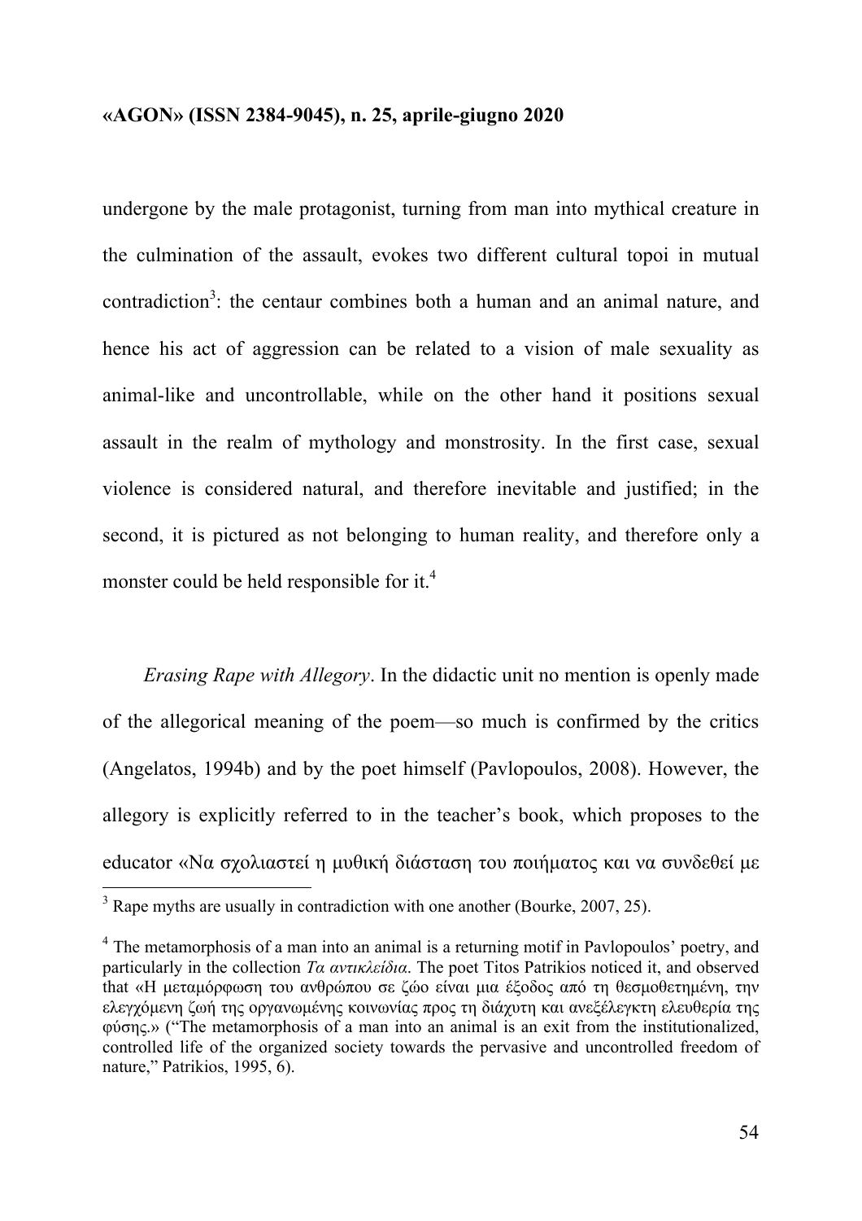undergone by the male protagonist, turning from man into mythical creature in the culmination of the assault, evokes two different cultural topoi in mutual contradiction[3]: the centaur combines both a human and an animal nature, and hence his act of aggression can be related to a vision of male sexuality as animal-like and uncontrollable, while on the other hand it positions sexual assault in the realm of mythology and monstrosity. In the first case, sexual violence is considered natural, and therefore inevitable and justified; in the second, it is pictured as not belonging to human reality, and therefore only a monster could be held responsible for it.[4]

*Erasing Rape with Allegory*. In the didactic unit no mention is openly made of the allegorical meaning of the poem—so much is confirmed by the critics (Angelatos, 1994b) and by the poet himself (Pavlopoulos, 2008). However, the allegory is explicitly referred to in the teacher's book, which proposes to the educator «Να σχολιαστεί η μυθική διάσταση του ποιήματος και να συνδεθεί με

[3] Rape myths are usually in contradiction with one another (Bourke, 2007, 25).

[4] The metamorphosis of a man into an animal is a returning motif in Pavlopoulos' poetry, and particularly in the collection *Τα αντικλείδια*. The poet Titos Patrikios noticed it, and observed that «Η μεταμόρφωση του ανθρώπου σε ζώο είναι μια έξοδος από τη θεσμοθετημένη, την ελεγχόμενη ζωή της οργανωμένης κοινωνίας προς τη διάχυτη και ανεξέλεγκτη ελευθερία της φύσης.» ("The metamorphosis of a man into an animal is an exit from the institutionalized, controlled life of the organized society towards the pervasive and uncontrolled freedom of nature," Patrikios, 1995, 6).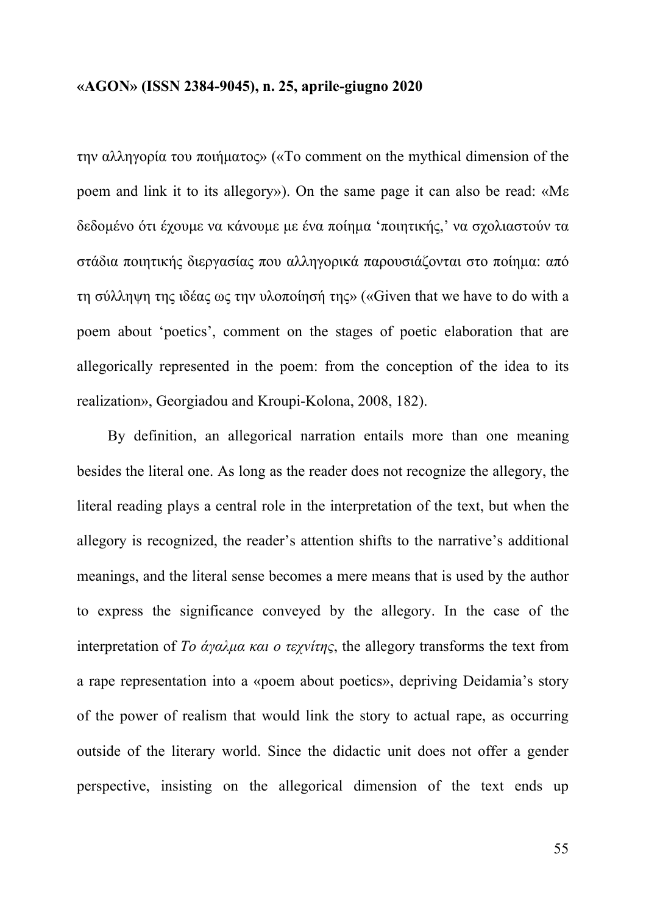την αλληγορία του ποιήματος» («To comment on the mythical dimension of the poem and link it to its allegory»). On the same page it can also be read: «Με δεδομένο ότι έχουμε να κάνουμε με ένα ποίημα 'ποιητικής,' να σχολιαστούν τα στάδια ποιητικής διεργασίας που αλληγορικά παρουσιάζονται στο ποίημα: από τη σύλληψη της ιδέας ως την υλοποίησή της» («Given that we have to do with a poem about 'poetics', comment on the stages of poetic elaboration that are allegorically represented in the poem: from the conception of the idea to its realization», Georgiadou and Kroupi-Kolona, 2008, 182).

By definition, an allegorical narration entails more than one meaning besides the literal one. As long as the reader does not recognize the allegory, the literal reading plays a central role in the interpretation of the text, but when the allegory is recognized, the reader's attention shifts to the narrative's additional meanings, and the literal sense becomes a mere means that is used by the author to express the significance conveyed by the allegory. In the case of the interpretation of *Το άγαλμα και ο τεχνίτης*, the allegory transforms the text from a rape representation into a «poem about poetics», depriving Deidamia's story of the power of realism that would link the story to actual rape, as occurring outside of the literary world. Since the didactic unit does not offer a gender perspective, insisting on the allegorical dimension of the text ends up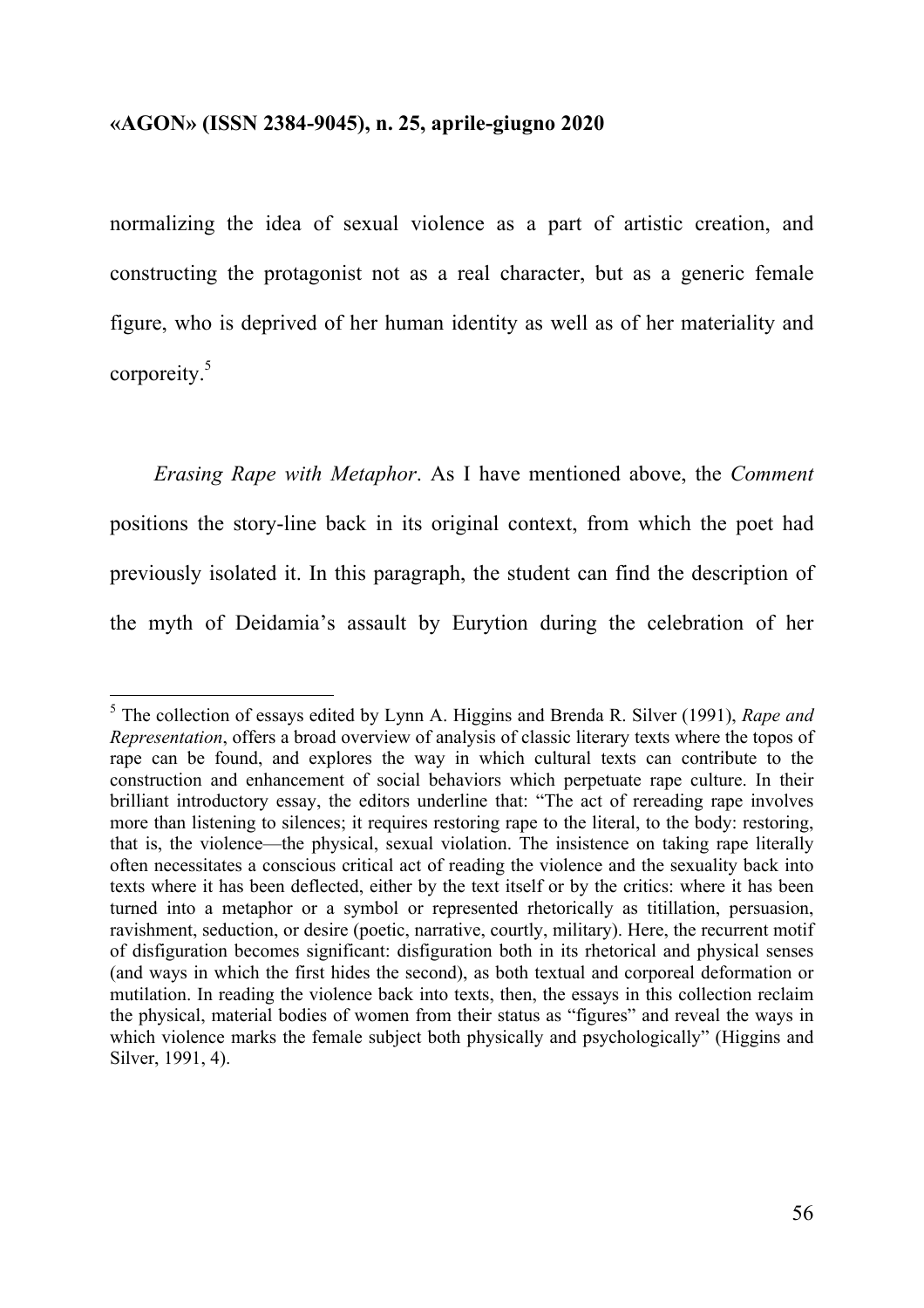normalizing the idea of sexual violence as a part of artistic creation, and constructing the protagonist not as a real character, but as a generic female figure, who is deprived of her human identity as well as of her materiality and corporeity.[5]

*Erasing Rape with Metaphor*. As I have mentioned above, the *Comment* positions the story-line back in its original context, from which the poet had previously isolated it. In this paragraph, the student can find the description of the myth of Deidamia's assault by Eurytion during the celebration of her

[5] The collection of essays edited by Lynn A. Higgins and Brenda R. Silver (1991), *Rape and Representation*, offers a broad overview of analysis of classic literary texts where the topos of rape can be found, and explores the way in which cultural texts can contribute to the construction and enhancement of social behaviors which perpetuate rape culture. In their brilliant introductory essay, the editors underline that: "The act of rereading rape involves more than listening to silences; it requires restoring rape to the literal, to the body: restoring, that is, the violence—the physical, sexual violation. The insistence on taking rape literally often necessitates a conscious critical act of reading the violence and the sexuality back into texts where it has been deflected, either by the text itself or by the critics: where it has been turned into a metaphor or a symbol or represented rhetorically as titillation, persuasion, ravishment, seduction, or desire (poetic, narrative, courtly, military). Here, the recurrent motif of disfiguration becomes significant: disfiguration both in its rhetorical and physical senses (and ways in which the first hides the second), as both textual and corporeal deformation or mutilation. In reading the violence back into texts, then, the essays in this collection reclaim the physical, material bodies of women from their status as "figures" and reveal the ways in which violence marks the female subject both physically and psychologically" (Higgins and Silver, 1991, 4).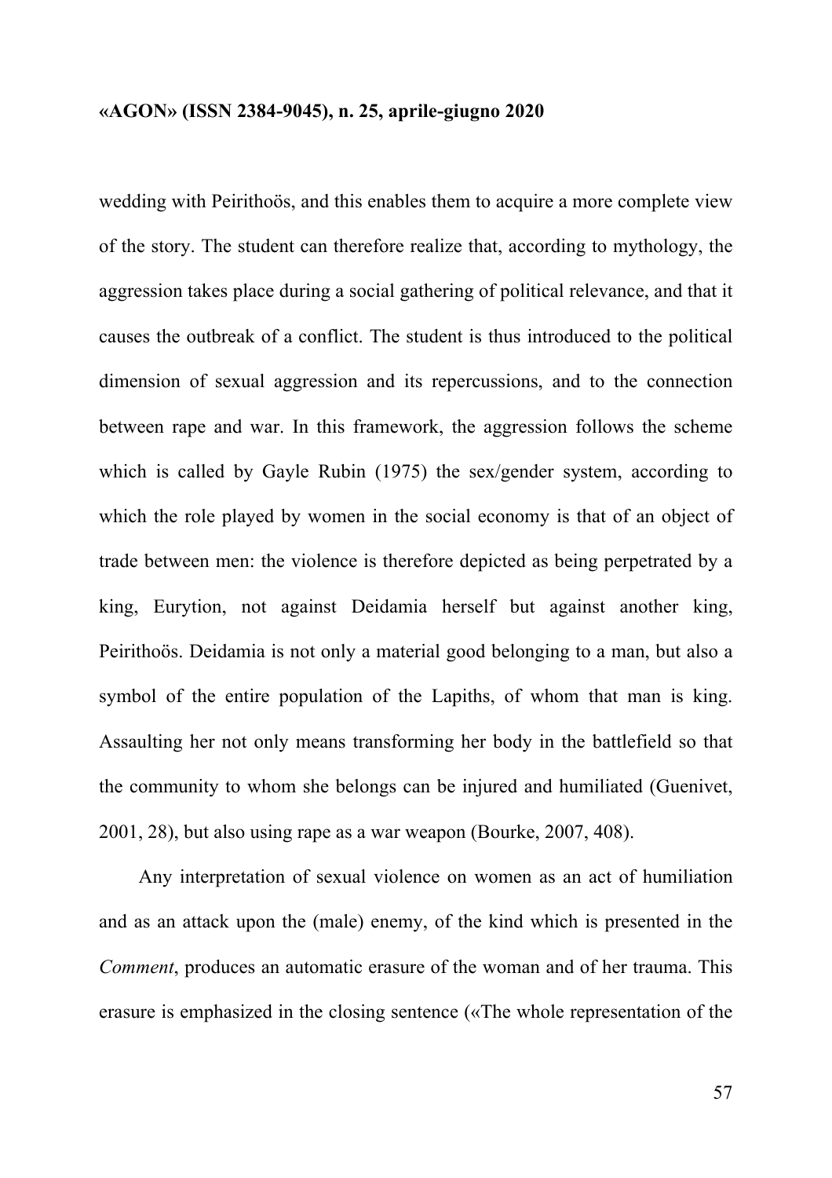wedding with Peirithoös, and this enables them to acquire a more complete view of the story. The student can therefore realize that, according to mythology, the aggression takes place during a social gathering of political relevance, and that it causes the outbreak of a conflict. The student is thus introduced to the political dimension of sexual aggression and its repercussions, and to the connection between rape and war. In this framework, the aggression follows the scheme which is called by Gayle Rubin (1975) the sex/gender system, according to which the role played by women in the social economy is that of an object of trade between men: the violence is therefore depicted as being perpetrated by a king, Eurytion, not against Deidamia herself but against another king, Peirithoös. Deidamia is not only a material good belonging to a man, but also a symbol of the entire population of the Lapiths, of whom that man is king. Assaulting her not only means transforming her body in the battlefield so that the community to whom she belongs can be injured and humiliated (Guenivet, 2001, 28), but also using rape as a war weapon (Bourke, 2007, 408).

Any interpretation of sexual violence on women as an act of humiliation and as an attack upon the (male) enemy, of the kind which is presented in the *Comment*, produces an automatic erasure of the woman and of her trauma. This erasure is emphasized in the closing sentence («The whole representation of the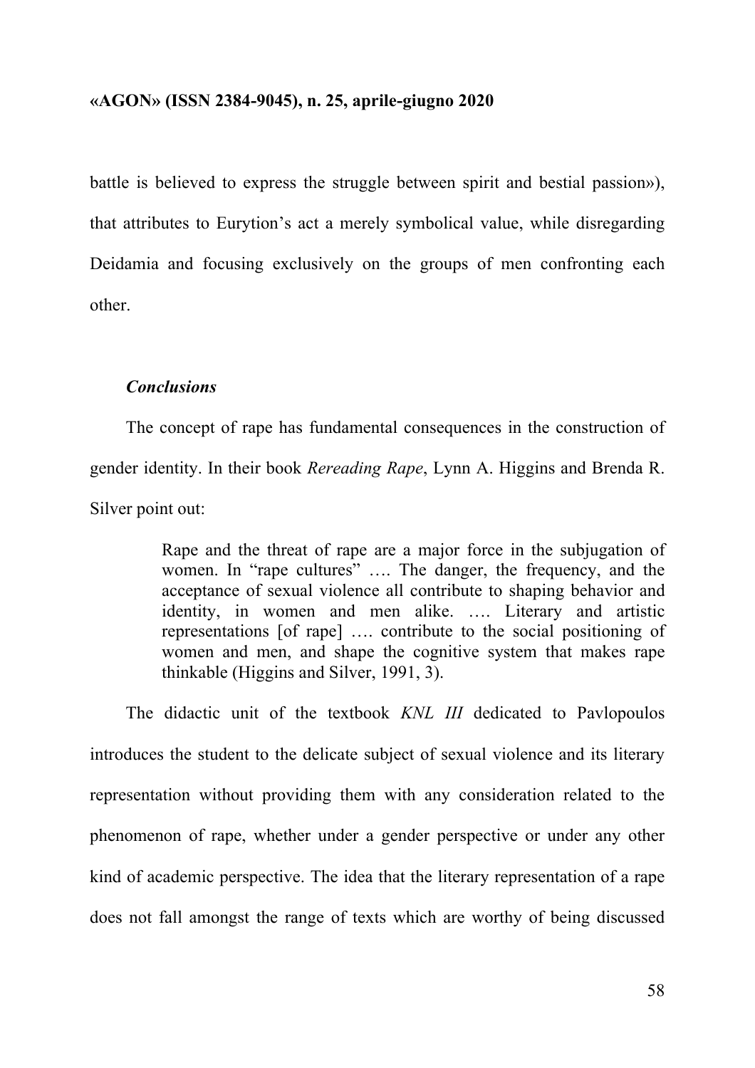battle is believed to express the struggle between spirit and bestial passion»), that attributes to Eurytion's act a merely symbolical value, while disregarding Deidamia and focusing exclusively on the groups of men confronting each other.

### *Conclusions*

The concept of rape has fundamental consequences in the construction of gender identity. In their book *Rereading Rape*, Lynn A. Higgins and Brenda R. Silver point out:

> Rape and the threat of rape are a major force in the subjugation of women. In "rape cultures" …. The danger, the frequency, and the acceptance of sexual violence all contribute to shaping behavior and identity, in women and men alike. …. Literary and artistic representations [of rape] …. contribute to the social positioning of women and men, and shape the cognitive system that makes rape thinkable (Higgins and Silver, 1991, 3).

The didactic unit of the textbook *KNL III* dedicated to Pavlopoulos introduces the student to the delicate subject of sexual violence and its literary representation without providing them with any consideration related to the phenomenon of rape, whether under a gender perspective or under any other kind of academic perspective. The idea that the literary representation of a rape does not fall amongst the range of texts which are worthy of being discussed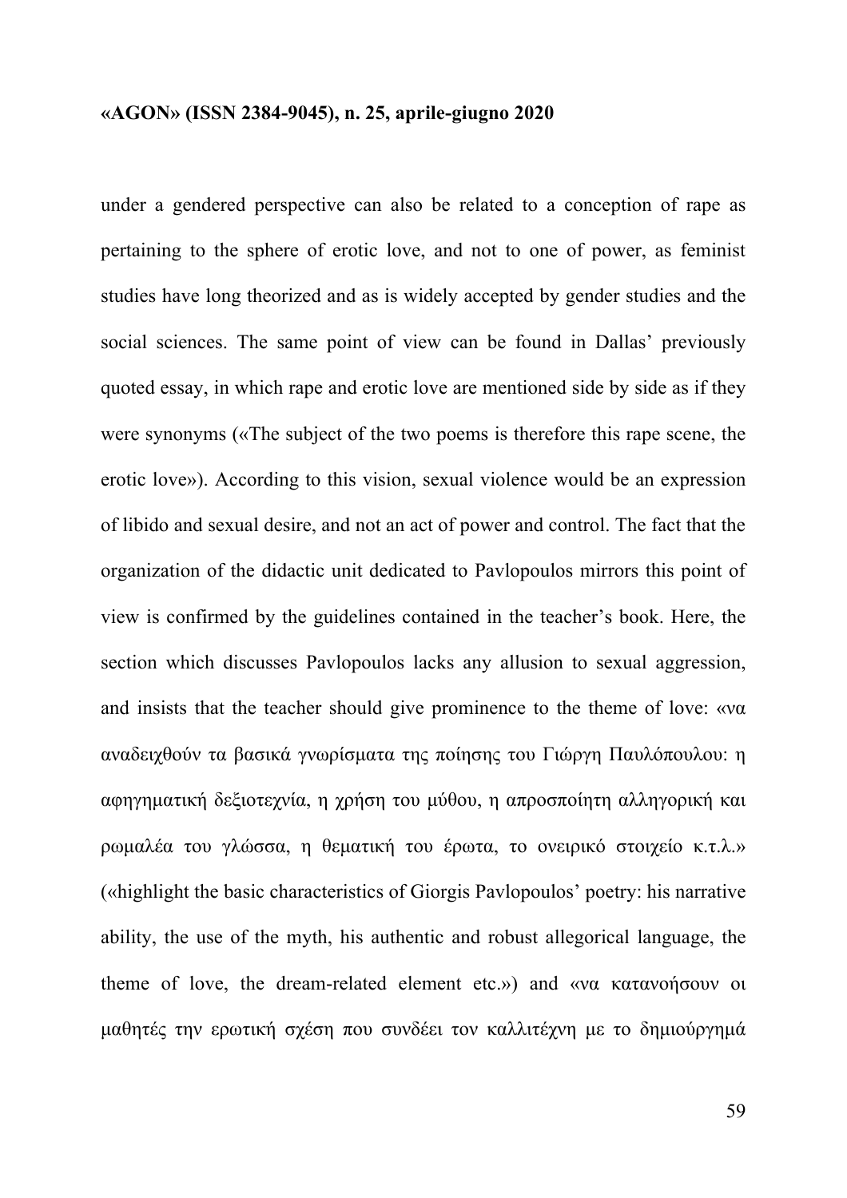under a gendered perspective can also be related to a conception of rape as pertaining to the sphere of erotic love, and not to one of power, as feminist studies have long theorized and as is widely accepted by gender studies and the social sciences. The same point of view can be found in Dallas' previously quoted essay, in which rape and erotic love are mentioned side by side as if they were synonyms («The subject of the two poems is therefore this rape scene, the erotic love»). According to this vision, sexual violence would be an expression of libido and sexual desire, and not an act of power and control. The fact that the organization of the didactic unit dedicated to Pavlopoulos mirrors this point of view is confirmed by the guidelines contained in the teacher's book. Here, the section which discusses Pavlopoulos lacks any allusion to sexual aggression, and insists that the teacher should give prominence to the theme of love: «να αναδειχθούν τα βασικά γνωρίσματα της ποίησης του Γιώργη Παυλόπουλου: η αφηγηματική δεξιοτεχνία, η χρήση του μύθου, η απροσποίητη αλληγορική και ρωμαλέα του γλώσσα, η θεματική του έρωτα, το ονειρικό στοιχείο κ.τ.λ.» («highlight the basic characteristics of Giorgis Pavlopoulos' poetry: his narrative ability, the use of the myth, his authentic and robust allegorical language, the theme of love, the dream-related element etc.») and «να κατανοήσουν οι μαθητές την ερωτική σχέση που συνδέει τον καλλιτέχνη με το δημιούργημά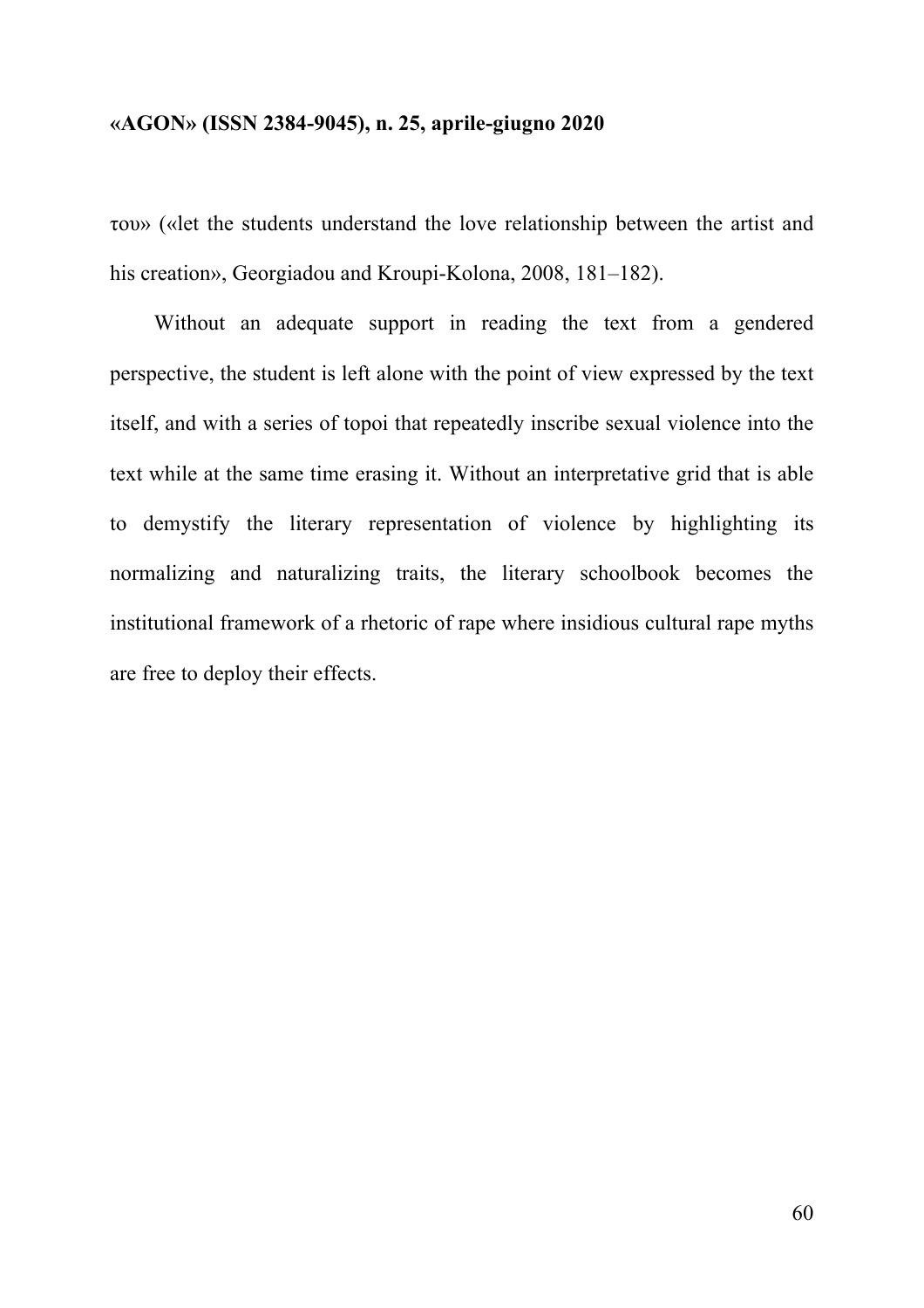του» («let the students understand the love relationship between the artist and his creation», Georgiadou and Kroupi-Kolona, 2008, 181–182).

Without an adequate support in reading the text from a gendered perspective, the student is left alone with the point of view expressed by the text itself, and with a series of topoi that repeatedly inscribe sexual violence into the text while at the same time erasing it. Without an interpretative grid that is able to demystify the literary representation of violence by highlighting its normalizing and naturalizing traits, the literary schoolbook becomes the institutional framework of a rhetoric of rape where insidious cultural rape myths are free to deploy their effects.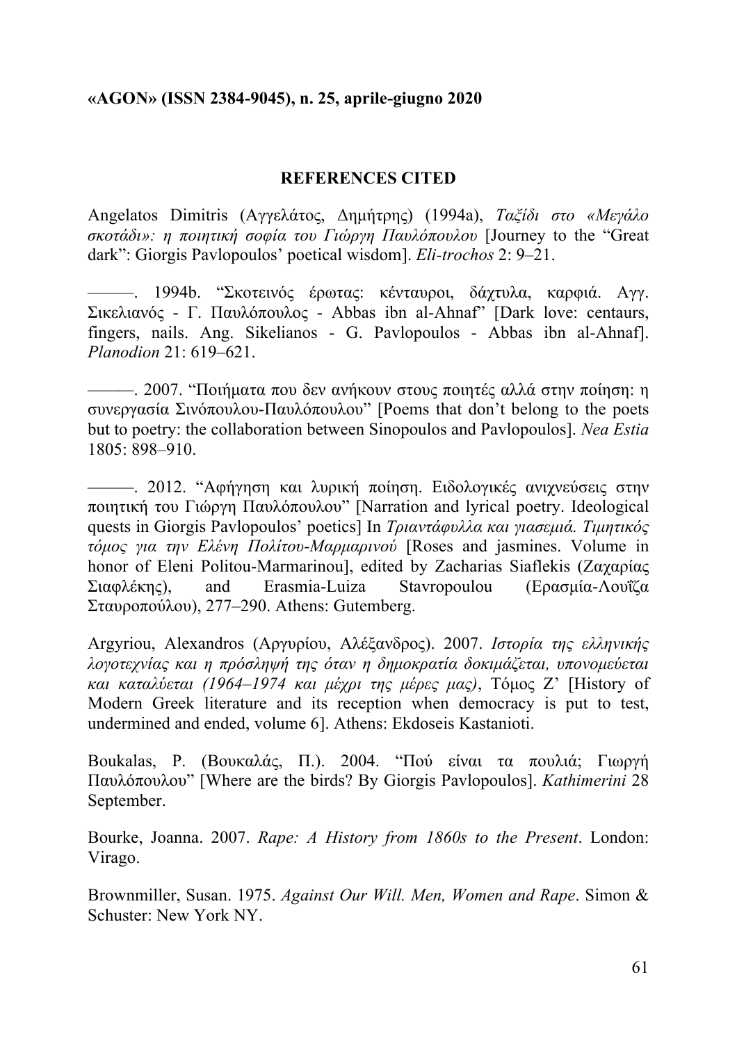## REFERENCES CITED

Angelatos Dimitris (Αγγελάτος, Δημήτρης) (1994a), *Ταξίδι στο «Μεγάλο σκοτάδι»: η ποιητική σοφία του Γιώργη Παυλόπουλου* [Journey to the "Great dark": Giorgis Pavlopoulos' poetical wisdom]. *Eli-trochos* 2: 9–21.

———. 1994b. "Σκοτεινός έρωτας: κένταυροι, δάχτυλα, καρφιά. Αγγ. Σικελιανός - Γ. Παυλόπουλος - Abbas ibn al-Ahnaf" [Dark love: centaurs, fingers, nails. Ang. Sikelianos - G. Pavlopoulos - Abbas ibn al-Ahnaf]. *Planodion* 21: 619–621.

———. 2007. "Ποιήματα που δεν ανήκουν στους ποιητές αλλά στην ποίηση: η συνεργασία Σινόπουλου-Παυλόπουλου" [Poems that don't belong to the poets but to poetry: the collaboration between Sinopoulos and Pavlopoulos]. *Nea Estia* 1805: 898–910.

———. 2012. "Αφήγηση και λυρική ποίηση. Ειδολογικές ανιχνεύσεις στην ποιητική του Γιώργη Παυλόπουλου" [Narration and lyrical poetry. Ideological quests in Giorgis Pavlopoulos' poetics] In *Τριαντάφυλλα και γιασεμιά. Τιμητικός τόμος για την Ελένη Πολίτου-Μαρμαρινού* [Roses and jasmines. Volume in honor of Eleni Politou-Marmarinou], edited by Zacharias Siaflekis (Ζαχαρίας Σιαφλέκης), and Erasmia-Luiza Stavropoulou (Ερασμία-Λουΐζα Σταυροπούλου), 277–290. Athens: Gutemberg.

Argyriou, Alexandros (Αργυρίου, Αλέξανδρος). 2007. *Ιστορία της ελληνικής λογοτεχνίας και η πρόσληψή της όταν η δημοκρατία δοκιμάζεται, υπονομεύεται και καταλύεται (1964–1974 και μέχρι της μέρες μας)*, Τόμος Ζ' [History of Modern Greek literature and its reception when democracy is put to test, undermined and ended, volume 6]. Athens: Ekdoseis Kastanioti.

Boukalas, P. (Βουκαλάς, Π.). 2004. "Πού είναι τα πουλιά; Γιωργή Παυλόπουλου" [Where are the birds? By Giorgis Pavlopoulos]. *Kathimerini* 28 September.

Bourke, Joanna. 2007. *Rape: A History from 1860s to the Present*. London: Virago.

Brownmiller, Susan. 1975. *Against Our Will. Men, Women and Rape*. Simon & Schuster: New York NY.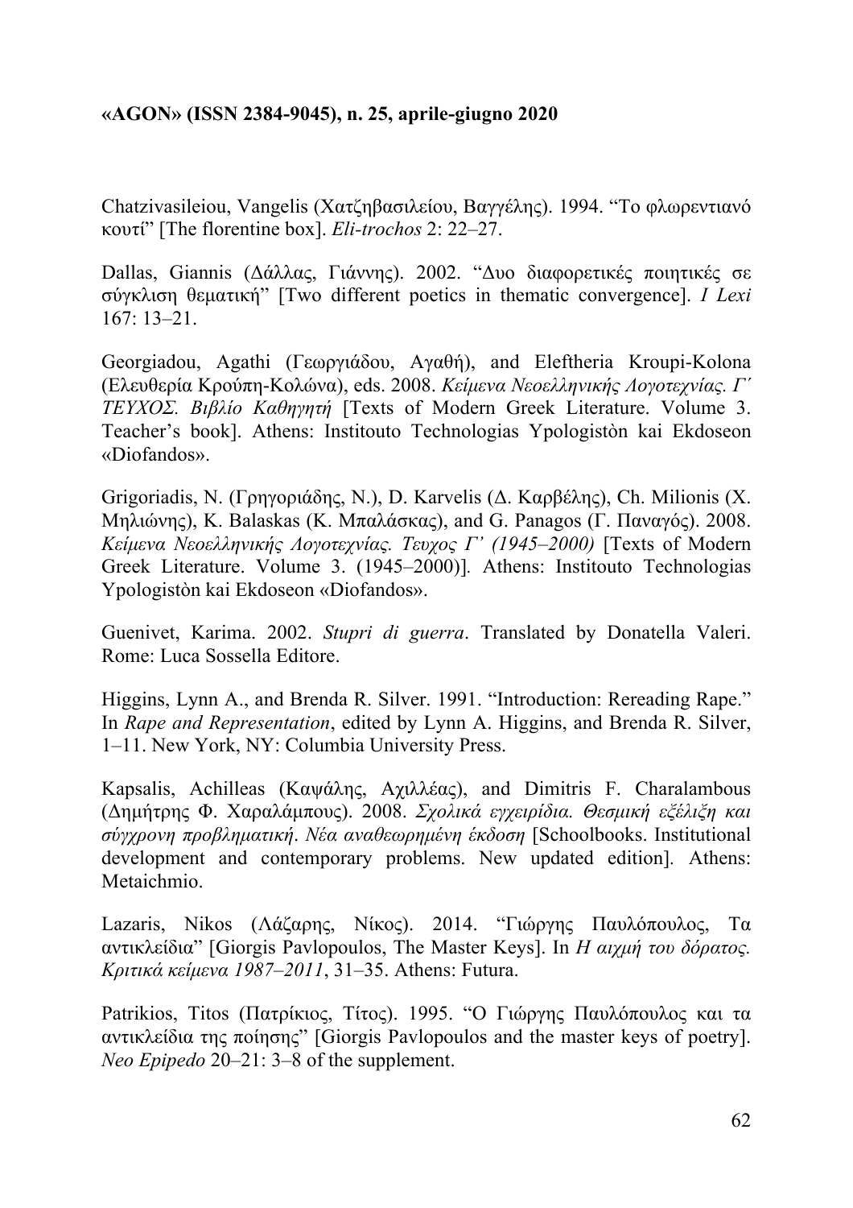Chatzivasileiou, Vangelis (Χατζηβασιλείου, Βαγγέλης). 1994. "Το φλωρεντιανό κουτί" [The florentine box]. *Eli-trochos* 2: 22–27.

Dallas, Giannis (Δάλλας, Γιάννης). 2002. "Δυο διαφορετικές ποιητικές σε σύγκλιση θεματική" [Two different poetics in thematic convergence]. *I Lexi* 167: 13–21.

Georgiadou, Agathi (Γεωργιάδου, Αγαθή), and Eleftheria Kroupi-Kolona (Ελευθερία Κρούπη-Κολώνα), eds. 2008. *Κείμενα Νεοελληνικής Λογοτεχνίας. Γ΄ ΤΕΥΧΟΣ. Βιβλίο Καθηγητή* [Texts of Modern Greek Literature. Volume 3. Teacher's book]. Athens: Institouto Technologias Ypologistòn kai Ekdoseon «Diofandos».

Grigoriadis, N. (Γρηγοριάδης, Ν.), D. Karvelis (Δ. Καρβέλης), Ch. Milionis (Χ. Μηλιώνης), K. Balaskas (Κ. Μπαλάσκας), and G. Panagos (Γ. Παναγός). 2008. *Κείμενα Νεοελληνικής Λογοτεχνίας. Τευχος Γ' (1945–2000)* [Texts of Modern Greek Literature. Volume 3. (1945–2000)]. Athens: Institouto Technologias Ypologistòn kai Ekdoseon «Diofandos».

Guenivet, Karima. 2002. *Stupri di guerra*. Translated by Donatella Valeri. Rome: Luca Sossella Editore.

Higgins, Lynn A., and Brenda R. Silver. 1991. "Introduction: Rereading Rape." In *Rape and Representation*, edited by Lynn A. Higgins, and Brenda R. Silver, 1–11. New York, NY: Columbia University Press.

Kapsalis, Achilleas (Καψάλης, Αχιλλέας), and Dimitris F. Charalambous (Δημήτρης Φ. Χαραλάμπους). 2008. *Σχολικά εγχειρίδια. Θεσμική εξέλιξη και σύγχρονη προβληματική. Νέα αναθεωρημένη έκδοση* [Schoolbooks. Institutional development and contemporary problems. New updated edition]. Athens: Metaichmio.

Lazaris, Nikos (Λάζαρης, Νίκος). 2014. "Γιώργης Παυλόπουλος, Τα αντικλείδια" [Giorgis Pavlopoulos, The Master Keys]. In *Η αιχμή του δόρατος. Κριτικά κείμενα 1987–2011*, 31–35. Athens: Futura.

Patrikios, Titos (Πατρίκιος, Τίτος). 1995. "Ο Γιώργης Παυλόπουλος και τα αντικλείδια της ποίησης" [Giorgis Pavlopoulos and the master keys of poetry]. *Neo Epipedo* 20–21: 3–8 of the supplement.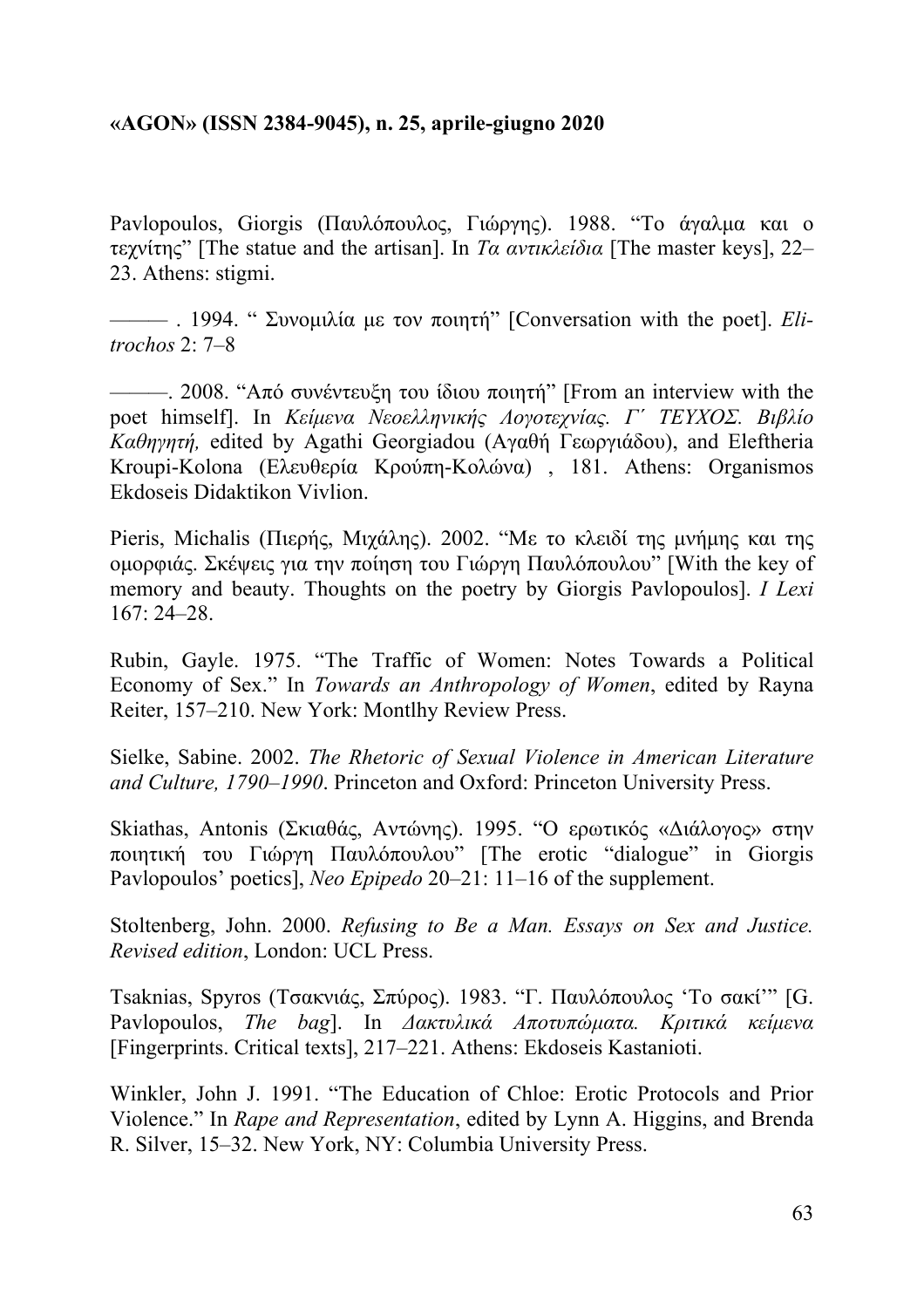Pavlopoulos, Giorgis (Παυλόπουλος, Γιώργης). 1988. "Το άγαλμα και ο τεχνίτης" [The statue and the artisan]. In *Τα αντικλείδια* [The master keys], 22–23. Athens: stigmi.

——— . 1994. " Συνομιλία με τον ποιητή" [Conversation with the poet]. *Elitrochos* 2: 7–8

———. 2008. "Από συνέντευξη του ίδιου ποιητή" [From an interview with the poet himself]. In *Κείμενα Νεοελληνικής Λογοτεχνίας. Γ΄ ΤΕΥΧΟΣ. Βιβλίο Καθηγητή,* edited by Agathi Georgiadou (Αγαθή Γεωργιάδου), and Eleftheria Kroupi-Kolona (Ελευθερία Κρούπη-Κολώνα) , 181. Athens: Organismos Ekdoseis Didaktikon Vivlion.

Pieris, Michalis (Πιερής, Μιχάλης). 2002. "Με το κλειδί της μνήμης και της ομορφιάς. Σκέψεις για την ποίηση του Γιώργη Παυλόπουλου" [With the key of memory and beauty. Thoughts on the poetry by Giorgis Pavlopoulos]. *I Lexi* 167: 24–28.

Rubin, Gayle. 1975. "The Traffic of Women: Notes Towards a Political Economy of Sex." In *Towards an Anthropology of Women*, edited by Rayna Reiter, 157–210. New York: Montlhy Review Press.

Sielke, Sabine. 2002. *The Rhetoric of Sexual Violence in American Literature and Culture, 1790–1990*. Princeton and Oxford: Princeton University Press.

Skiathas, Antonis (Σκιαθάς, Αντώνης). 1995. "Ο ερωτικός «Διάλογος» στην ποιητική του Γιώργη Παυλόπουλου" [The erotic "dialogue" in Giorgis Pavlopoulos' poetics], *Neo Epipedo* 20–21: 11–16 of the supplement.

Stoltenberg, John. 2000. *Refusing to Be a Man. Essays on Sex and Justice. Revised edition*, London: UCL Press.

Tsaknias, Spyros (Τσακνιάς, Σπύρος). 1983. "Γ. Παυλόπουλος 'Το σακί'" [G. Pavlopoulos, *The bag*]. In *Δακτυλικά Αποτυπώματα. Κριτικά κείμενα* [Fingerprints. Critical texts], 217–221. Athens: Ekdoseis Kastanioti.

Winkler, John J. 1991. "The Education of Chloe: Erotic Protocols and Prior Violence." In *Rape and Representation*, edited by Lynn A. Higgins, and Brenda R. Silver, 15–32. New York, NY: Columbia University Press.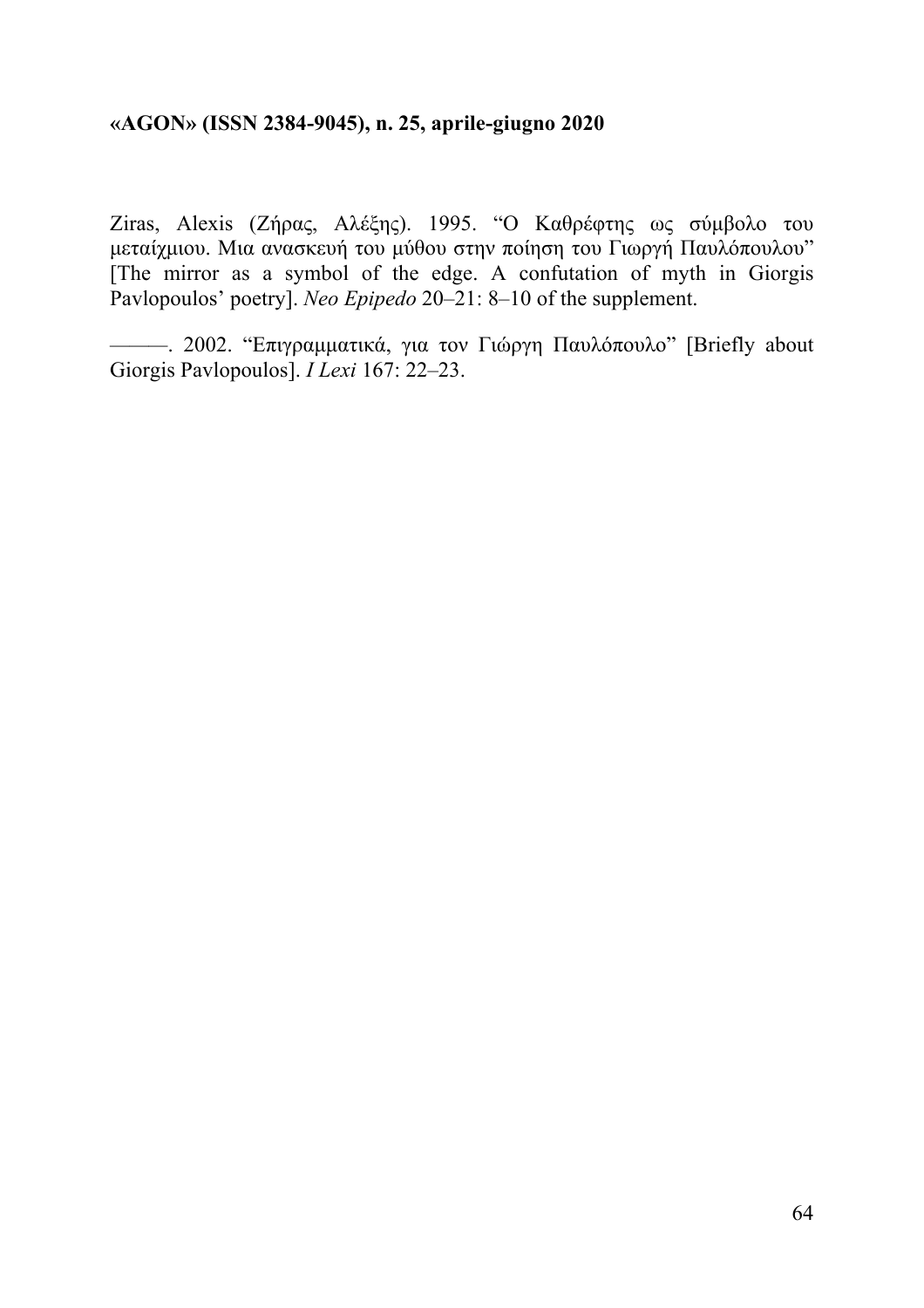Ziras, Alexis (Ζήρας, Αλέξης). 1995. "Ο Καθρέφτης ως σύμβολο του μεταίχμιου. Μια ανασκευή του μύθου στην ποίηση του Γιωργή Παυλόπουλου" [The mirror as a symbol of the edge. A confutation of myth in Giorgis Pavlopoulos' poetry]. *Neo Epipedo* 20–21: 8–10 of the supplement.

———. 2002. "Επιγραμματικά, για τον Γιώργη Παυλόπουλο" [Briefly about Giorgis Pavlopoulos]. *I Lexi* 167: 22–23.